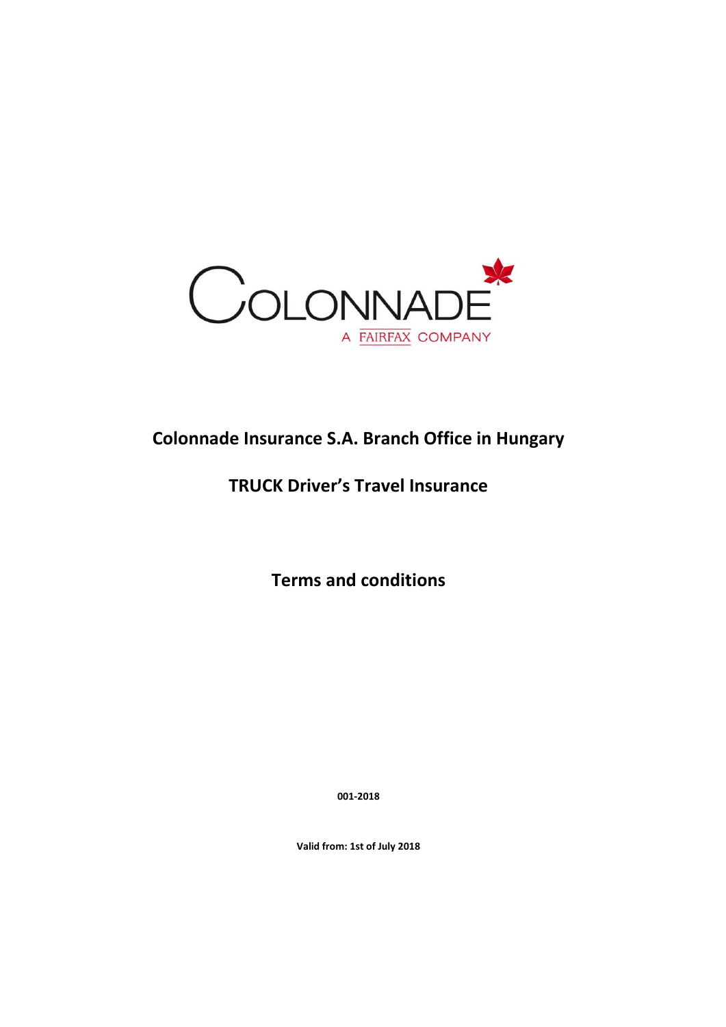COLONNADE

A FAIRFAX COMPANY

# Colonnade Insurance S.A. Branch Office in Hungary

# TRUCK Driver's Travel Insurance

# Terms and conditions

**001-2018**

**Valid from: 1st of July 2018**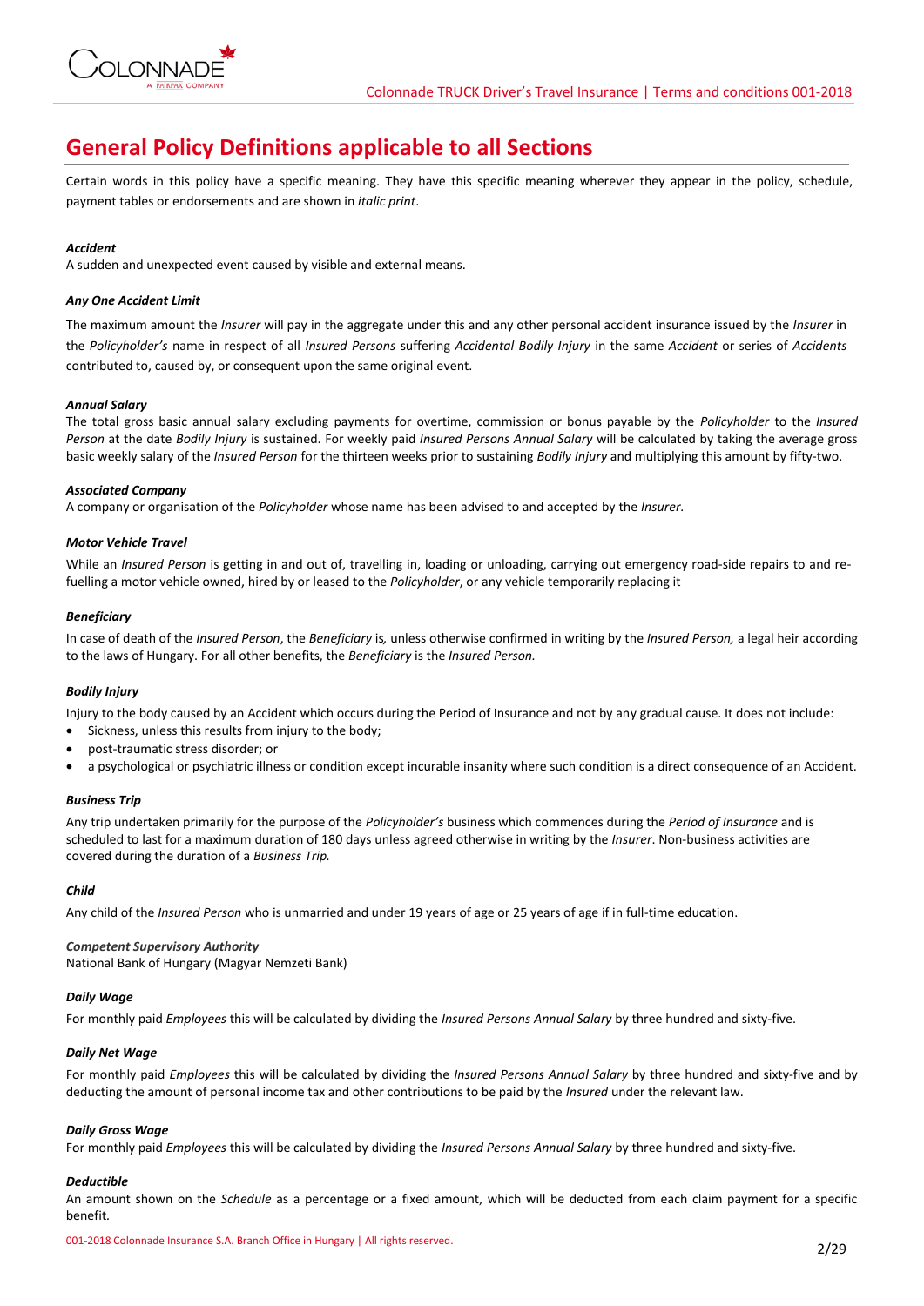# General Policy Definitions applicable to all Sections

Certain words in this policy have a specific meaning. They have this specific meaning wherever they appear in the policy, schedule, payment tables or endorsements and are shown in *italic print*.

***Accident***

A sudden and unexpected event caused by visible and external means.

***Any One Accident Limit***

The maximum amount the *Insurer* will pay in the aggregate under this and any other personal accident insurance issued by the *Insurer* in the *Policyholder's* name in respect of all *Insured Persons* suffering *Accidental Bodily Injury* in the same *Accident* or series of *Accidents* contributed to, caused by, or consequent upon the same original event.

***Annual Salary***

The total gross basic annual salary excluding payments for overtime, commission or bonus payable by the *Policyholder* to the *Insured Person* at the date *Bodily Injury* is sustained. For weekly paid *Insured Persons Annual Salary* will be calculated by taking the average gross basic weekly salary of the *Insured Person* for the thirteen weeks prior to sustaining *Bodily Injury* and multiplying this amount by fifty-two.

***Associated Company***

A company or organisation of the *Policyholder* whose name has been advised to and accepted by the *Insurer*.

***Motor Vehicle Travel***

While an *Insured Person* is getting in and out of, travelling in, loading or unloading, carrying out emergency road-side repairs to and re-fuelling a motor vehicle owned, hired by or leased to the *Policyholder*, or any vehicle temporarily replacing it

***Beneficiary***

In case of death of the *Insured Person*, the *Beneficiary* is*,* unless otherwise confirmed in writing by the *Insured Person,* a legal heir according to the laws of Hungary. For all other benefits, the *Beneficiary* is the *Insured Person.*

***Bodily Injury***

Injury to the body caused by an Accident which occurs during the Period of Insurance and not by any gradual cause. It does not include:

- Sickness, unless this results from injury to the body;
- post-traumatic stress disorder; or
- a psychological or psychiatric illness or condition except incurable insanity where such condition is a direct consequence of an Accident.

***Business Trip***

Any trip undertaken primarily for the purpose of the *Policyholder's* business which commences during the *Period of Insurance* and is scheduled to last for a maximum duration of 180 days unless agreed otherwise in writing by the *Insurer*. Non-business activities are covered during the duration of a *Business Trip.*

***Child***

Any child of the *Insured Person* who is unmarried and under 19 years of age or 25 years of age if in full-time education.

***Competent Supervisory Authority***

National Bank of Hungary (Magyar Nemzeti Bank)

***Daily Wage***

For monthly paid *Employees* this will be calculated by dividing the *Insured Persons Annual Salary* by three hundred and sixty-five.

***Daily Net Wage***

For monthly paid *Employees* this will be calculated by dividing the *Insured Persons Annual Salary* by three hundred and sixty-five and by deducting the amount of personal income tax and other contributions to be paid by the *Insured* under the relevant law.

***Daily Gross Wage***

For monthly paid *Employees* this will be calculated by dividing the *Insured Persons Annual Salary* by three hundred and sixty-five.

***Deductible***

An amount shown on the *Schedule* as a percentage or a fixed amount, which will be deducted from each claim payment for a specific benefit.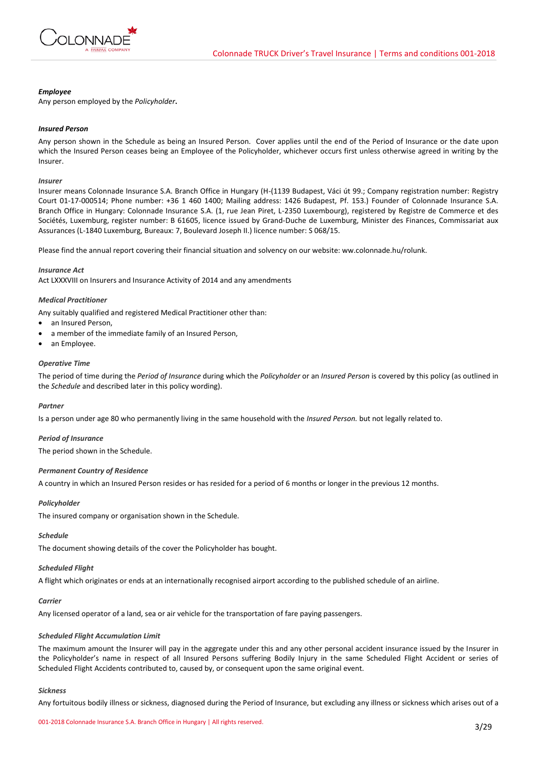***Employee***

Any person employed by the *Policyholder***.**

***Insured Person***

Any person shown in the Schedule as being an Insured Person. Cover applies until the end of the Period of Insurance or the date upon which the Insured Person ceases being an Employee of the Policyholder, whichever occurs first unless otherwise agreed in writing by the Insurer.

***Insurer***

Insurer means Colonnade Insurance S.A. Branch Office in Hungary (H-(1139 Budapest, Váci út 99.; Company registration number: Registry Court 01-17-000514; Phone number: +36 1 460 1400; Mailing address: 1426 Budapest, Pf. 153.) Founder of Colonnade Insurance S.A. Branch Office in Hungary: Colonnade Insurance S.A. (1, rue Jean Piret, L-2350 Luxembourg), registered by Registre de Commerce et des Sociétés, Luxemburg, register number: B 61605, licence issued by Grand-Duche de Luxemburg, Minister des Finances, Commissariat aux Assurances (L-1840 Luxemburg, Bureaux: 7, Boulevard Joseph II.) licence number: S 068/15.

Please find the annual report covering their financial situation and solvency on our website: ww.colonnade.hu/rolunk.

***Insurance Act***

Act LXXXVIII on Insurers and Insurance Activity of 2014 and any amendments

***Medical Practitioner***

Any suitably qualified and registered Medical Practitioner other than:

- an Insured Person,
- a member of the immediate family of an Insured Person,
- an Employee.

***Operative Time***

The period of time during the *Period of Insurance* during which the *Policyholder* or an *Insured Person* is covered by this policy (as outlined in the *Schedule* and described later in this policy wording).

***Partner***

Is a person under age 80 who permanently living in the same household with the *Insured Person.* but not legally related to.

***Period of Insurance***

The period shown in the Schedule.

***Permanent Country of Residence***

A country in which an Insured Person resides or has resided for a period of 6 months or longer in the previous 12 months.

***Policyholder***

The insured company or organisation shown in the Schedule.

***Schedule***

The document showing details of the cover the Policyholder has bought.

***Scheduled Flight***

A flight which originates or ends at an internationally recognised airport according to the published schedule of an airline.

***Carrier***

Any licensed operator of a land, sea or air vehicle for the transportation of fare paying passengers.

***Scheduled Flight Accumulation Limit***

The maximum amount the Insurer will pay in the aggregate under this and any other personal accident insurance issued by the Insurer in the Policyholder's name in respect of all Insured Persons suffering Bodily Injury in the same Scheduled Flight Accident or series of Scheduled Flight Accidents contributed to, caused by, or consequent upon the same original event.

***Sickness***

Any fortuitous bodily illness or sickness, diagnosed during the Period of Insurance, but excluding any illness or sickness which arises out of a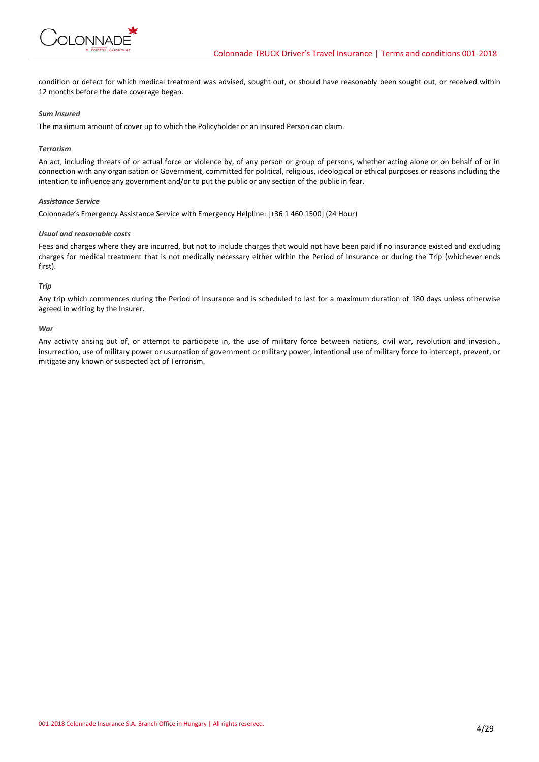condition or defect for which medical treatment was advised, sought out, or should have reasonably been sought out, or received within 12 months before the date coverage began.

***Sum Insured***

The maximum amount of cover up to which the Policyholder or an Insured Person can claim.

***Terrorism***

An act, including threats of or actual force or violence by, of any person or group of persons, whether acting alone or on behalf of or in connection with any organisation or Government, committed for political, religious, ideological or ethical purposes or reasons including the intention to influence any government and/or to put the public or any section of the public in fear.

***Assistance Service***

Colonnade's Emergency Assistance Service with Emergency Helpline: [+36 1 460 1500] (24 Hour)

***Usual and reasonable costs***

Fees and charges where they are incurred, but not to include charges that would not have been paid if no insurance existed and excluding charges for medical treatment that is not medically necessary either within the Period of Insurance or during the Trip (whichever ends first).

***Trip***

Any trip which commences during the Period of Insurance and is scheduled to last for a maximum duration of 180 days unless otherwise agreed in writing by the Insurer.

***War***

Any activity arising out of, or attempt to participate in, the use of military force between nations, civil war, revolution and invasion., insurrection, use of military power or usurpation of government or military power, intentional use of military force to intercept, prevent, or mitigate any known or suspected act of Terrorism.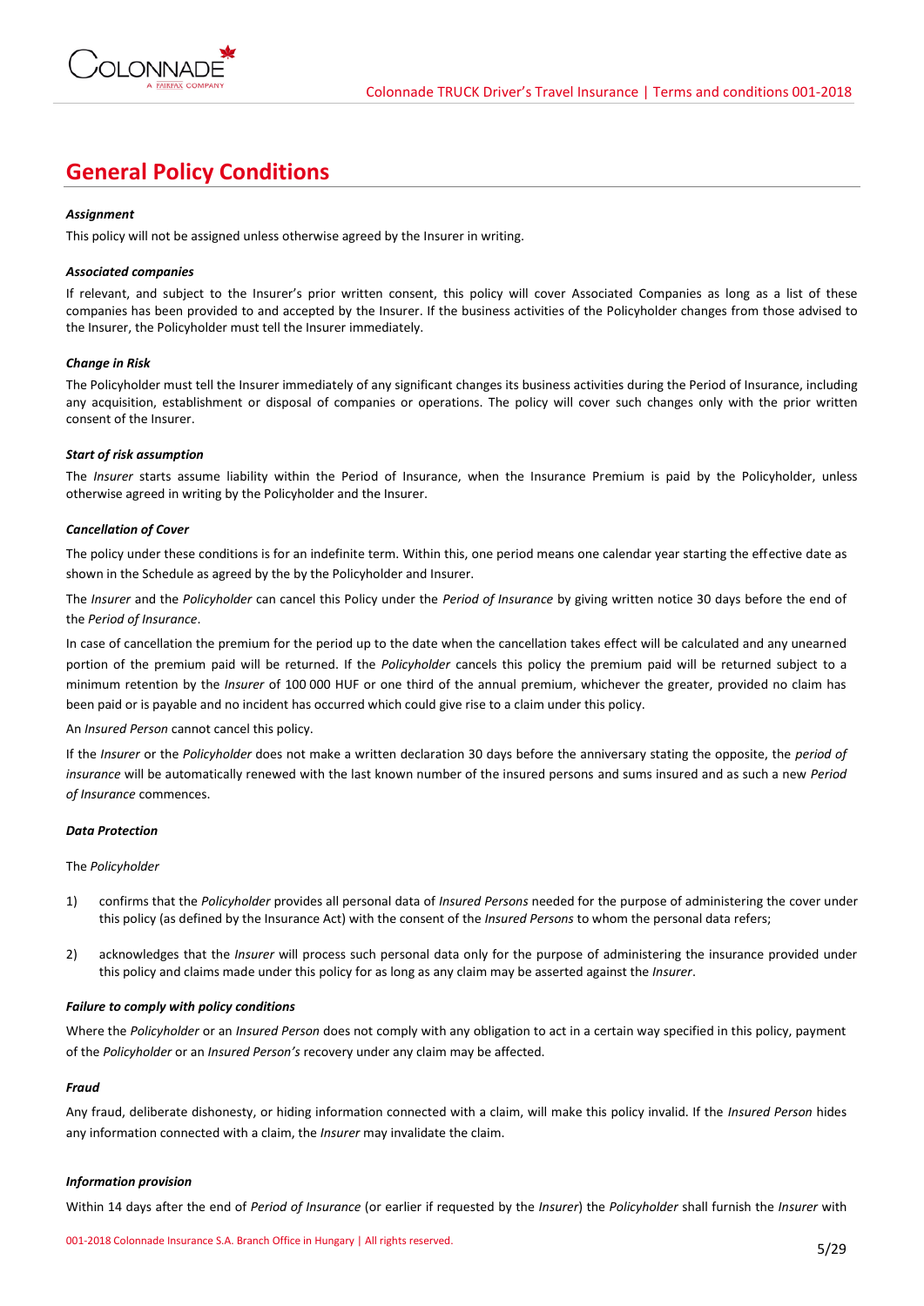# General Policy Conditions

***Assignment***

This policy will not be assigned unless otherwise agreed by the Insurer in writing.

***Associated companies***

If relevant, and subject to the Insurer's prior written consent, this policy will cover Associated Companies as long as a list of these companies has been provided to and accepted by the Insurer. If the business activities of the Policyholder changes from those advised to the Insurer, the Policyholder must tell the Insurer immediately.

***Change in Risk***

The Policyholder must tell the Insurer immediately of any significant changes its business activities during the Period of Insurance, including any acquisition, establishment or disposal of companies or operations. The policy will cover such changes only with the prior written consent of the Insurer.

***Start of risk assumption***

The *Insurer* starts assume liability within the Period of Insurance, when the Insurance Premium is paid by the Policyholder, unless otherwise agreed in writing by the Policyholder and the Insurer.

***Cancellation of Cover***

The policy under these conditions is for an indefinite term. Within this, one period means one calendar year starting the effective date as shown in the Schedule as agreed by the by the Policyholder and Insurer.

The *Insurer* and the *Policyholder* can cancel this Policy under the *Period of Insurance* by giving written notice 30 days before the end of the *Period of Insurance*.

In case of cancellation the premium for the period up to the date when the cancellation takes effect will be calculated and any unearned portion of the premium paid will be returned. If the *Policyholder* cancels this policy the premium paid will be returned subject to a minimum retention by the *Insurer* of 100 000 HUF or one third of the annual premium, whichever the greater, provided no claim has been paid or is payable and no incident has occurred which could give rise to a claim under this policy.

An *Insured Person* cannot cancel this policy.

If the *Insurer* or the *Policyholder* does not make a written declaration 30 days before the anniversary stating the opposite, the *period of insurance* will be automatically renewed with the last known number of the insured persons and sums insured and as such a new *Period of Insurance* commences.

***Data Protection***

The *Policyholder*

1) confirms that the *Policyholder* provides all personal data of *Insured Persons* needed for the purpose of administering the cover under this policy (as defined by the Insurance Act) with the consent of the *Insured Persons* to whom the personal data refers;

2) acknowledges that the *Insurer* will process such personal data only for the purpose of administering the insurance provided under this policy and claims made under this policy for as long as any claim may be asserted against the *Insurer*.

***Failure to comply with policy conditions***

Where the *Policyholder* or an *Insured Person* does not comply with any obligation to act in a certain way specified in this policy, payment of the *Policyholder* or an *Insured Person's* recovery under any claim may be affected.

***Fraud***

Any fraud, deliberate dishonesty, or hiding information connected with a claim, will make this policy invalid. If the *Insured Person* hides any information connected with a claim, the *Insurer* may invalidate the claim.

***Information provision***

Within 14 days after the end of *Period of Insurance* (or earlier if requested by the *Insurer*) the *Policyholder* shall furnish the *Insurer* with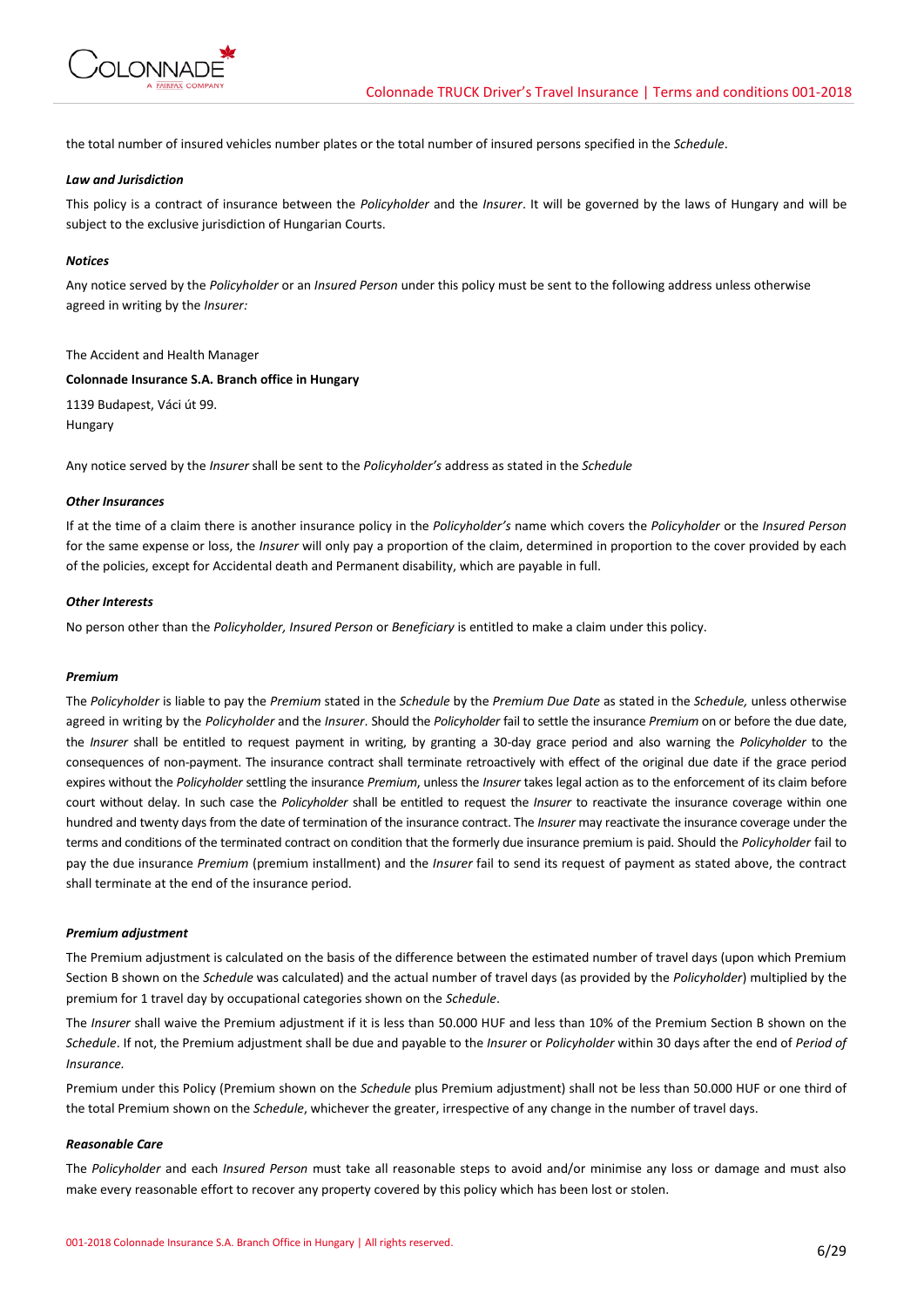the total number of insured vehicles number plates or the total number of insured persons specified in the *Schedule*.

***Law and Jurisdiction***

This policy is a contract of insurance between the *Policyholder* and the *Insurer*. It will be governed by the laws of Hungary and will be subject to the exclusive jurisdiction of Hungarian Courts.

***Notices***

Any notice served by the *Policyholder* or an *Insured Person* under this policy must be sent to the following address unless otherwise agreed in writing by the *Insurer:*

The Accident and Health Manager

**Colonnade Insurance S.A. Branch office in Hungary**

1139 Budapest, Váci út 99.
Hungary

Any notice served by the *Insurer* shall be sent to the *Policyholder's* address as stated in the *Schedule*

***Other Insurances***

If at the time of a claim there is another insurance policy in the *Policyholder's* name which covers the *Policyholder* or the *Insured Person* for the same expense or loss, the *Insurer* will only pay a proportion of the claim, determined in proportion to the cover provided by each of the policies, except for Accidental death and Permanent disability, which are payable in full.

***Other Interests***

No person other than the *Policyholder, Insured Person* or *Beneficiary* is entitled to make a claim under this policy.

***Premium***

The *Policyholder* is liable to pay the *Premium* stated in the *Schedule* by the *Premium Due Date* as stated in the *Schedule,* unless otherwise agreed in writing by the *Policyholder* and the *Insurer*. Should the *Policyholder* fail to settle the insurance *Premium* on or before the due date, the *Insurer* shall be entitled to request payment in writing, by granting a 30-day grace period and also warning the *Policyholder* to the consequences of non-payment. The insurance contract shall terminate retroactively with effect of the original due date if the grace period expires without the *Policyholder* settling the insurance *Premium*, unless the *Insurer* takes legal action as to the enforcement of its claim before court without delay. In such case the *Policyholder* shall be entitled to request the *Insurer* to reactivate the insurance coverage within one hundred and twenty days from the date of termination of the insurance contract. The *Insurer* may reactivate the insurance coverage under the terms and conditions of the terminated contract on condition that the formerly due insurance premium is paid. Should the *Policyholder* fail to pay the due insurance *Premium* (premium installment) and the *Insurer* fail to send its request of payment as stated above, the contract shall terminate at the end of the insurance period.

***Premium adjustment***

The Premium adjustment is calculated on the basis of the difference between the estimated number of travel days (upon which Premium Section B shown on the *Schedule* was calculated) and the actual number of travel days (as provided by the *Policyholder*) multiplied by the premium for 1 travel day by occupational categories shown on the *Schedule*.

The *Insurer* shall waive the Premium adjustment if it is less than 50.000 HUF and less than 10% of the Premium Section B shown on the *Schedule*. If not, the Premium adjustment shall be due and payable to the *Insurer* or *Policyholder* within 30 days after the end of *Period of Insurance.*

Premium under this Policy (Premium shown on the *Schedule* plus Premium adjustment) shall not be less than 50.000 HUF or one third of the total Premium shown on the *Schedule*, whichever the greater, irrespective of any change in the number of travel days.

***Reasonable Care***

The *Policyholder* and each *Insured Person* must take all reasonable steps to avoid and/or minimise any loss or damage and must also make every reasonable effort to recover any property covered by this policy which has been lost or stolen.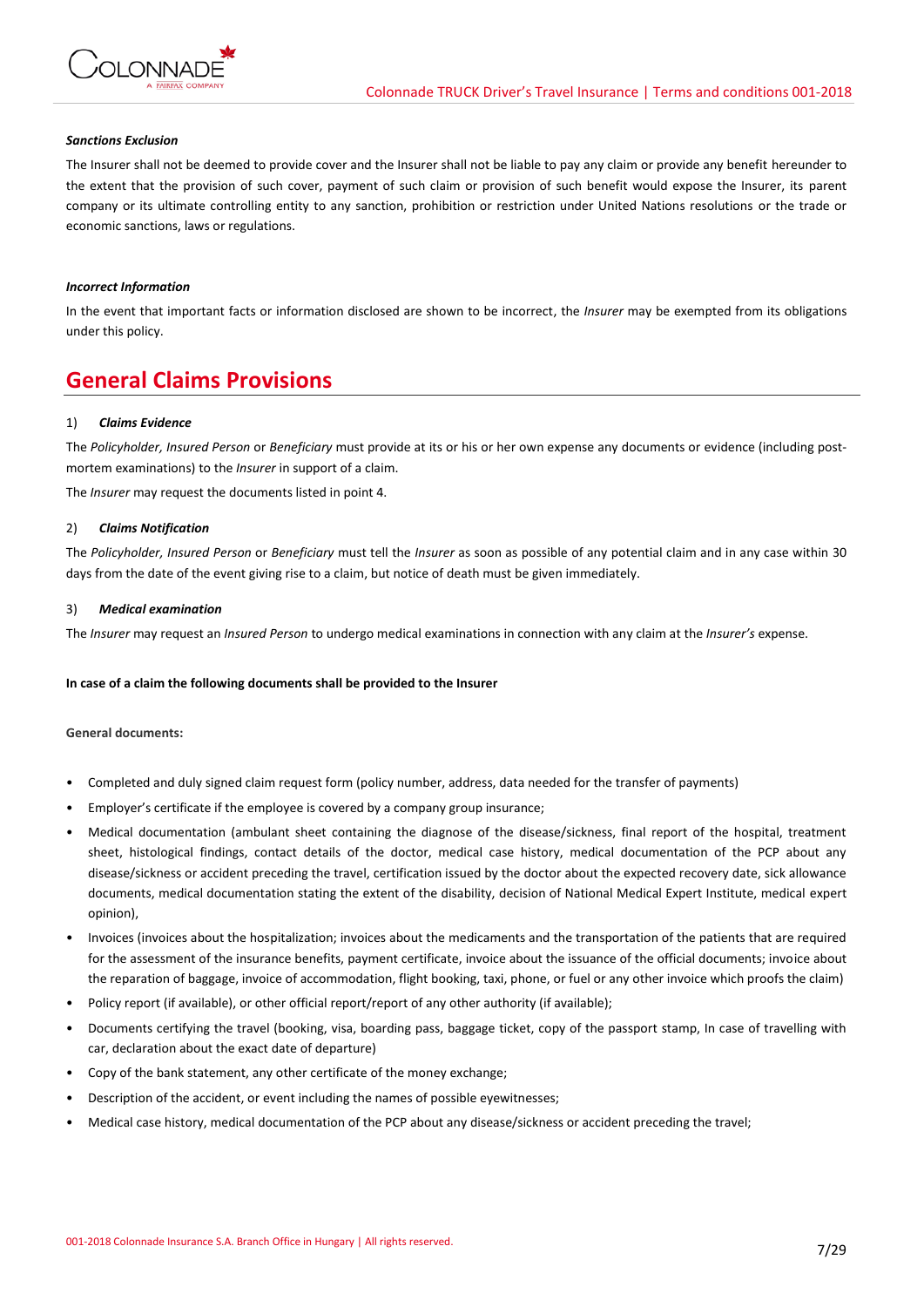***Sanctions Exclusion***

The Insurer shall not be deemed to provide cover and the Insurer shall not be liable to pay any claim or provide any benefit hereunder to the extent that the provision of such cover, payment of such claim or provision of such benefit would expose the Insurer, its parent company or its ultimate controlling entity to any sanction, prohibition or restriction under United Nations resolutions or the trade or economic sanctions, laws or regulations.

***Incorrect Information***

In the event that important facts or information disclosed are shown to be incorrect, the *Insurer* may be exempted from its obligations under this policy.

# General Claims Provisions

1) ***Claims Evidence***

The *Policyholder, Insured Person* or *Beneficiary* must provide at its or his or her own expense any documents or evidence (including post-mortem examinations) to the *Insurer* in support of a claim.

The *Insurer* may request the documents listed in point 4.

2) ***Claims Notification***

The *Policyholder, Insured Person* or *Beneficiary* must tell the *Insurer* as soon as possible of any potential claim and in any case within 30 days from the date of the event giving rise to a claim, but notice of death must be given immediately.

3) ***Medical examination***

The *Insurer* may request an *Insured Person* to undergo medical examinations in connection with any claim at the *Insurer's* expense.

**In case of a claim the following documents shall be provided to the Insurer**

**General documents:**

- Completed and duly signed claim request form (policy number, address, data needed for the transfer of payments)
- Employer's certificate if the employee is covered by a company group insurance;
- Medical documentation (ambulant sheet containing the diagnose of the disease/sickness, final report of the hospital, treatment sheet, histological findings, contact details of the doctor, medical case history, medical documentation of the PCP about any disease/sickness or accident preceding the travel, certification issued by the doctor about the expected recovery date, sick allowance documents, medical documentation stating the extent of the disability, decision of National Medical Expert Institute, medical expert opinion),
- Invoices (invoices about the hospitalization; invoices about the medicaments and the transportation of the patients that are required for the assessment of the insurance benefits, payment certificate, invoice about the issuance of the official documents; invoice about the reparation of baggage, invoice of accommodation, flight booking, taxi, phone, or fuel or any other invoice which proofs the claim)
- Policy report (if available), or other official report/report of any other authority (if available);
- Documents certifying the travel (booking, visa, boarding pass, baggage ticket, copy of the passport stamp, In case of travelling with car, declaration about the exact date of departure)
- Copy of the bank statement, any other certificate of the money exchange;
- Description of the accident, or event including the names of possible eyewitnesses;
- Medical case history, medical documentation of the PCP about any disease/sickness or accident preceding the travel;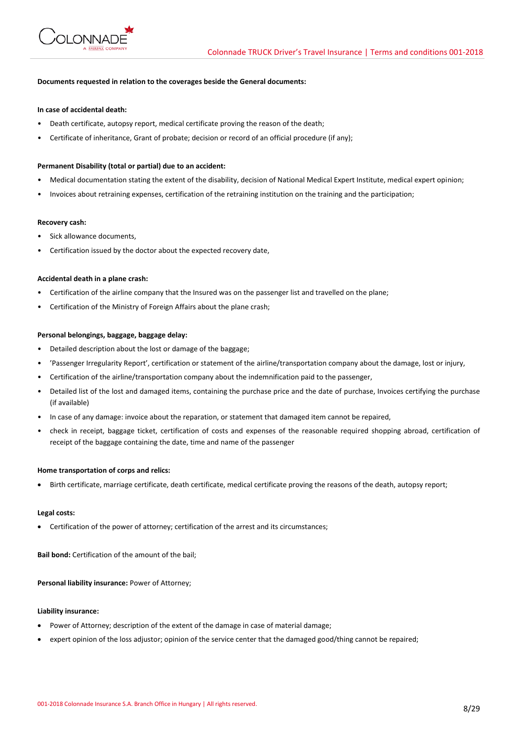**Documents requested in relation to the coverages beside the General documents:**

**In case of accidental death:**

- Death certificate, autopsy report, medical certificate proving the reason of the death;
- Certificate of inheritance, Grant of probate; decision or record of an official procedure (if any);

**Permanent Disability (total or partial) due to an accident:**

- Medical documentation stating the extent of the disability, decision of National Medical Expert Institute, medical expert opinion;
- Invoices about retraining expenses, certification of the retraining institution on the training and the participation;

**Recovery cash:**

- Sick allowance documents,
- Certification issued by the doctor about the expected recovery date,

**Accidental death in a plane crash:**

- Certification of the airline company that the Insured was on the passenger list and travelled on the plane;
- Certification of the Ministry of Foreign Affairs about the plane crash;

**Personal belongings, baggage, baggage delay:**

- Detailed description about the lost or damage of the baggage;
- 'Passenger Irregularity Report', certification or statement of the airline/transportation company about the damage, lost or injury,
- Certification of the airline/transportation company about the indemnification paid to the passenger,
- Detailed list of the lost and damaged items, containing the purchase price and the date of purchase, Invoices certifying the purchase (if available)
- In case of any damage: invoice about the reparation, or statement that damaged item cannot be repaired,
- check in receipt, baggage ticket, certification of costs and expenses of the reasonable required shopping abroad, certification of receipt of the baggage containing the date, time and name of the passenger

**Home transportation of corps and relics:**

- Birth certificate, marriage certificate, death certificate, medical certificate proving the reasons of the death, autopsy report;

**Legal costs:**

- Certification of the power of attorney; certification of the arrest and its circumstances;

**Bail bond:** Certification of the amount of the bail;

**Personal liability insurance:** Power of Attorney;

**Liability insurance:**

- Power of Attorney; description of the extent of the damage in case of material damage;
- expert opinion of the loss adjustor; opinion of the service center that the damaged good/thing cannot be repaired;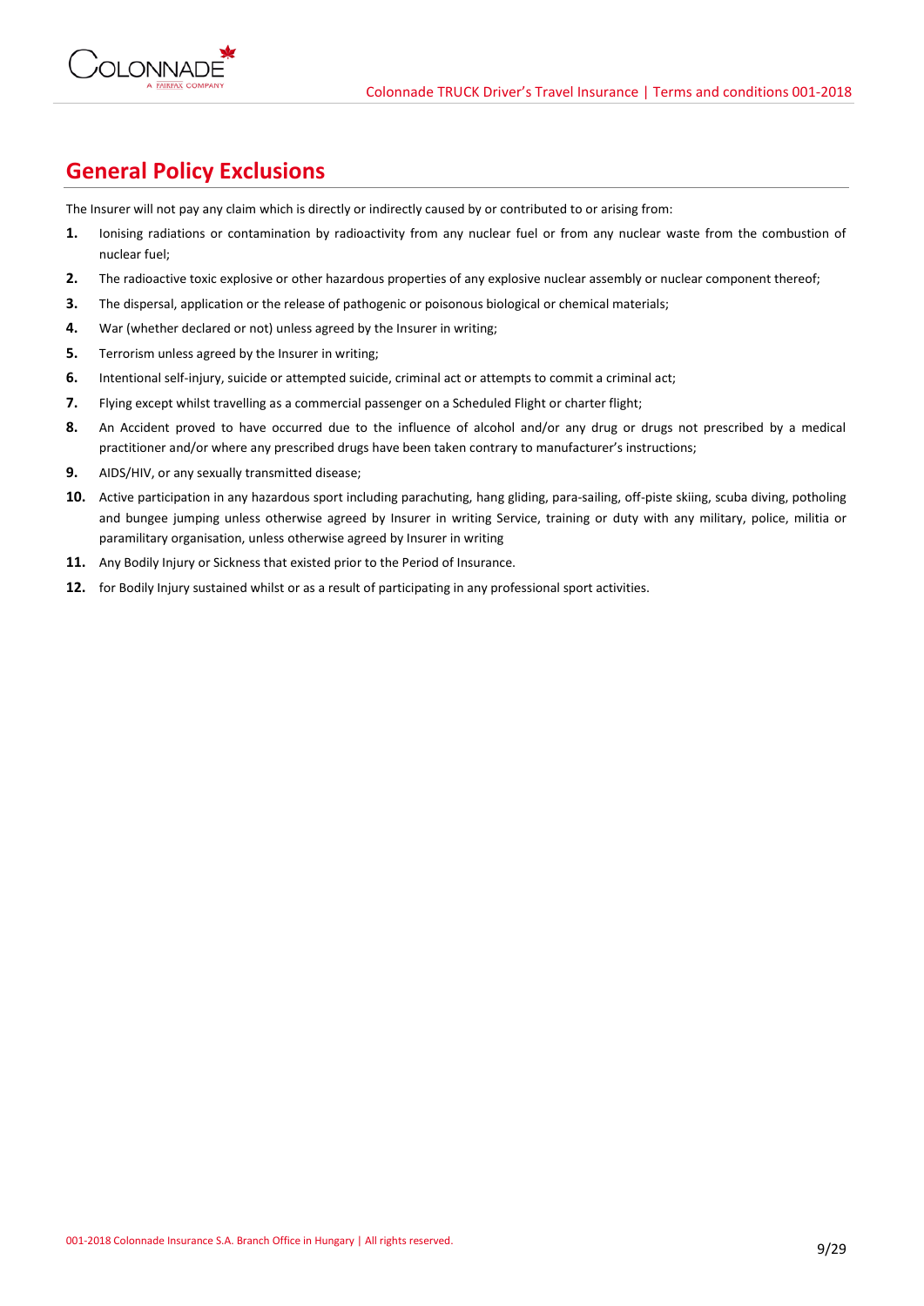## General Policy Exclusions

The Insurer will not pay any claim which is directly or indirectly caused by or contributed to or arising from:

1. Ionising radiations or contamination by radioactivity from any nuclear fuel or from any nuclear waste from the combustion of nuclear fuel;
2. The radioactive toxic explosive or other hazardous properties of any explosive nuclear assembly or nuclear component thereof;
3. The dispersal, application or the release of pathogenic or poisonous biological or chemical materials;
4. War (whether declared or not) unless agreed by the Insurer in writing;
5. Terrorism unless agreed by the Insurer in writing;
6. Intentional self-injury, suicide or attempted suicide, criminal act or attempts to commit a criminal act;
7. Flying except whilst travelling as a commercial passenger on a Scheduled Flight or charter flight;
8. An Accident proved to have occurred due to the influence of alcohol and/or any drug or drugs not prescribed by a medical practitioner and/or where any prescribed drugs have been taken contrary to manufacturer's instructions;
9. AIDS/HIV, or any sexually transmitted disease;
10. Active participation in any hazardous sport including parachuting, hang gliding, para-sailing, off-piste skiing, scuba diving, potholing and bungee jumping unless otherwise agreed by Insurer in writing Service, training or duty with any military, police, militia or paramilitary organisation, unless otherwise agreed by Insurer in writing
11. Any Bodily Injury or Sickness that existed prior to the Period of Insurance.
12. for Bodily Injury sustained whilst or as a result of participating in any professional sport activities.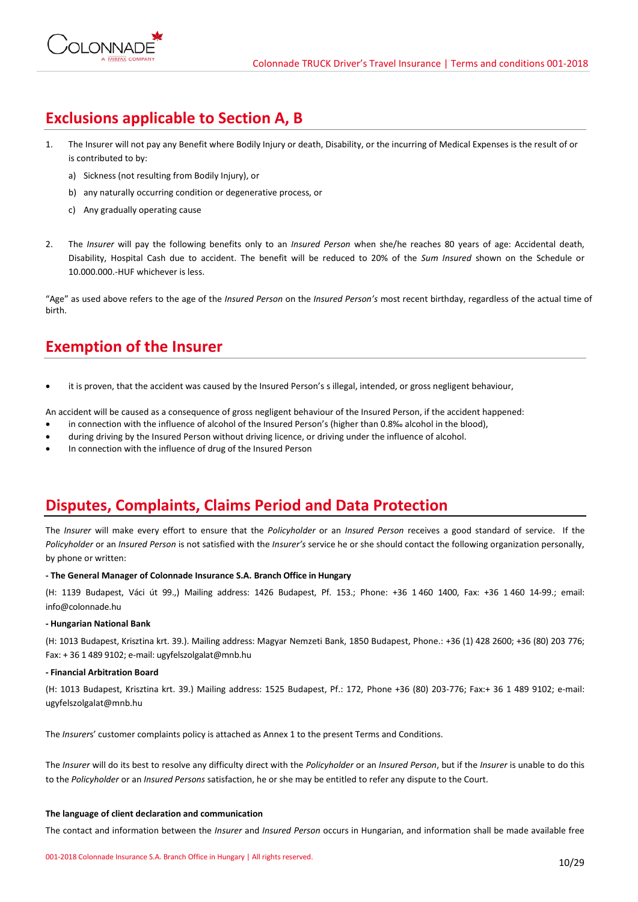## Exclusions applicable to Section A, B

1. The Insurer will not pay any Benefit where Bodily Injury or death, Disability, or the incurring of Medical Expenses is the result of or is contributed to by:
   a) Sickness (not resulting from Bodily Injury), or
   b) any naturally occurring condition or degenerative process, or
   c) Any gradually operating cause

2. The *Insurer* will pay the following benefits only to an *Insured Person* when she/he reaches 80 years of age: Accidental death, Disability, Hospital Cash due to accident. The benefit will be reduced to 20% of the *Sum Insured* shown on the Schedule or 10.000.000.-HUF whichever is less.

"Age" as used above refers to the age of the *Insured Person* on the *Insured Person's* most recent birthday, regardless of the actual time of birth.

## Exemption of the Insurer

- it is proven, that the accident was caused by the Insured Person's s illegal, intended, or gross negligent behaviour,

An accident will be caused as a consequence of gross negligent behaviour of the Insured Person, if the accident happened:

- in connection with the influence of alcohol of the Insured Person's (higher than 0.8‰ alcohol in the blood),
- during driving by the Insured Person without driving licence, or driving under the influence of alcohol.
- In connection with the influence of drug of the Insured Person

## Disputes, Complaints, Claims Period and Data Protection

The *Insurer* will make every effort to ensure that the *Policyholder* or an *Insured Person* receives a good standard of service. If the *Policyholder* or an *Insured Person* is not satisfied with the *Insurer's* service he or she should contact the following organization personally, by phone or written:

**- The General Manager of Colonnade Insurance S.A. Branch Office in Hungary**

(H: 1139 Budapest, Váci út 99.,) Mailing address: 1426 Budapest, Pf. 153.; Phone: +36 1 460 1400, Fax: +36 1 460 14-99.; email: info@colonnade.hu

**- Hungarian National Bank**

(H: 1013 Budapest, Krisztina krt. 39.). Mailing address: Magyar Nemzeti Bank, 1850 Budapest, Phone.: +36 (1) 428 2600; +36 (80) 203 776; Fax: + 36 1 489 9102; e-mail: ugyfelszolgalat@mnb.hu

**- Financial Arbitration Board**

(H: 1013 Budapest, Krisztina krt. 39.) Mailing address: 1525 Budapest, Pf.: 172, Phone +36 (80) 203-776; Fax:+ 36 1 489 9102; e-mail: ugyfelszolgalat@mnb.hu

The *Insurers*' customer complaints policy is attached as Annex 1 to the present Terms and Conditions.

The *Insurer* will do its best to resolve any difficulty direct with the *Policyholder* or an *Insured Person*, but if the *Insurer* is unable to do this to the *Policyholder* or an *Insured Persons* satisfaction, he or she may be entitled to refer any dispute to the Court.

**The language of client declaration and communication**

The contact and information between the *Insurer* and *Insured Person* occurs in Hungarian, and information shall be made available free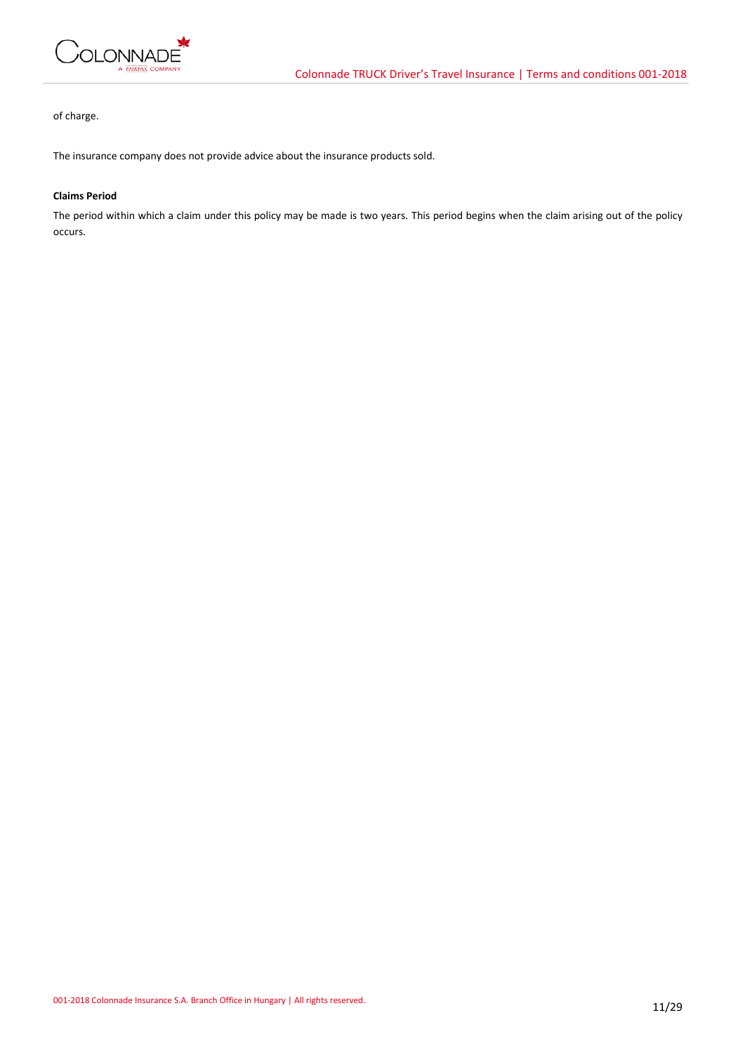of charge.

The insurance company does not provide advice about the insurance products sold.

**Claims Period**

The period within which a claim under this policy may be made is two years. This period begins when the claim arising out of the policy occurs.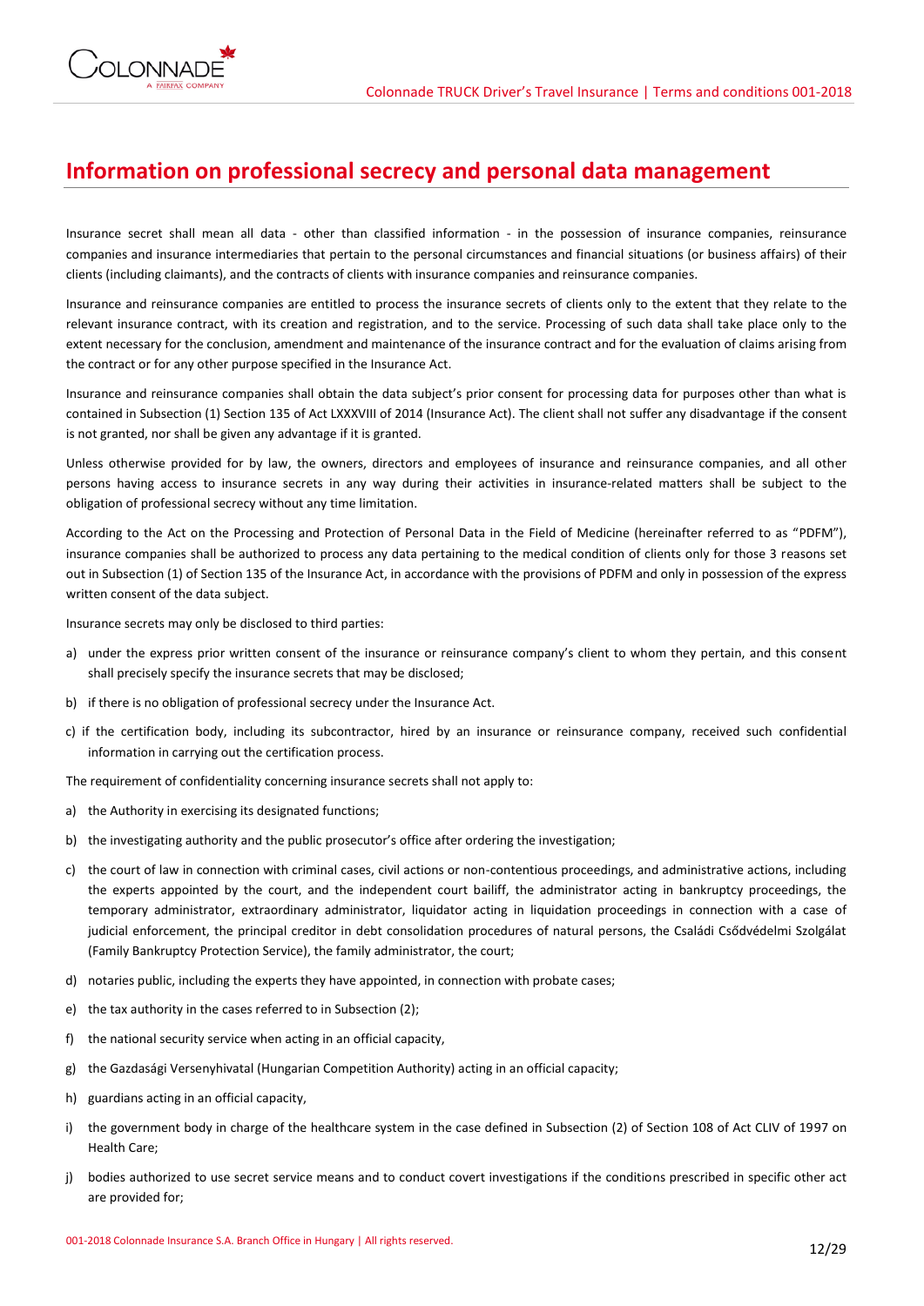## Information on professional secrecy and personal data management

Insurance secret shall mean all data - other than classified information - in the possession of insurance companies, reinsurance companies and insurance intermediaries that pertain to the personal circumstances and financial situations (or business affairs) of their clients (including claimants), and the contracts of clients with insurance companies and reinsurance companies.

Insurance and reinsurance companies are entitled to process the insurance secrets of clients only to the extent that they relate to the relevant insurance contract, with its creation and registration, and to the service. Processing of such data shall take place only to the extent necessary for the conclusion, amendment and maintenance of the insurance contract and for the evaluation of claims arising from the contract or for any other purpose specified in the Insurance Act.

Insurance and reinsurance companies shall obtain the data subject's prior consent for processing data for purposes other than what is contained in Subsection (1) Section 135 of Act LXXXVIII of 2014 (Insurance Act). The client shall not suffer any disadvantage if the consent is not granted, nor shall be given any advantage if it is granted.

Unless otherwise provided for by law, the owners, directors and employees of insurance and reinsurance companies, and all other persons having access to insurance secrets in any way during their activities in insurance-related matters shall be subject to the obligation of professional secrecy without any time limitation.

According to the Act on the Processing and Protection of Personal Data in the Field of Medicine (hereinafter referred to as "PDFM"), insurance companies shall be authorized to process any data pertaining to the medical condition of clients only for those 3 reasons set out in Subsection (1) of Section 135 of the Insurance Act, in accordance with the provisions of PDFM and only in possession of the express written consent of the data subject.

Insurance secrets may only be disclosed to third parties:

a) under the express prior written consent of the insurance or reinsurance company's client to whom they pertain, and this consent shall precisely specify the insurance secrets that may be disclosed;

b) if there is no obligation of professional secrecy under the Insurance Act.

c) if the certification body, including its subcontractor, hired by an insurance or reinsurance company, received such confidential information in carrying out the certification process.

The requirement of confidentiality concerning insurance secrets shall not apply to:

a) the Authority in exercising its designated functions;

b) the investigating authority and the public prosecutor's office after ordering the investigation;

c) the court of law in connection with criminal cases, civil actions or non-contentious proceedings, and administrative actions, including the experts appointed by the court, and the independent court bailiff, the administrator acting in bankruptcy proceedings, the temporary administrator, extraordinary administrator, liquidator acting in liquidation proceedings in connection with a case of judicial enforcement, the principal creditor in debt consolidation procedures of natural persons, the Családi Csődvédelmi Szolgálat (Family Bankruptcy Protection Service), the family administrator, the court;

d) notaries public, including the experts they have appointed, in connection with probate cases;

e) the tax authority in the cases referred to in Subsection (2);

f) the national security service when acting in an official capacity,

g) the Gazdasági Versenyhivatal (Hungarian Competition Authority) acting in an official capacity;

h) guardians acting in an official capacity,

i) the government body in charge of the healthcare system in the case defined in Subsection (2) of Section 108 of Act CLIV of 1997 on Health Care;

j) bodies authorized to use secret service means and to conduct covert investigations if the conditions prescribed in specific other act are provided for;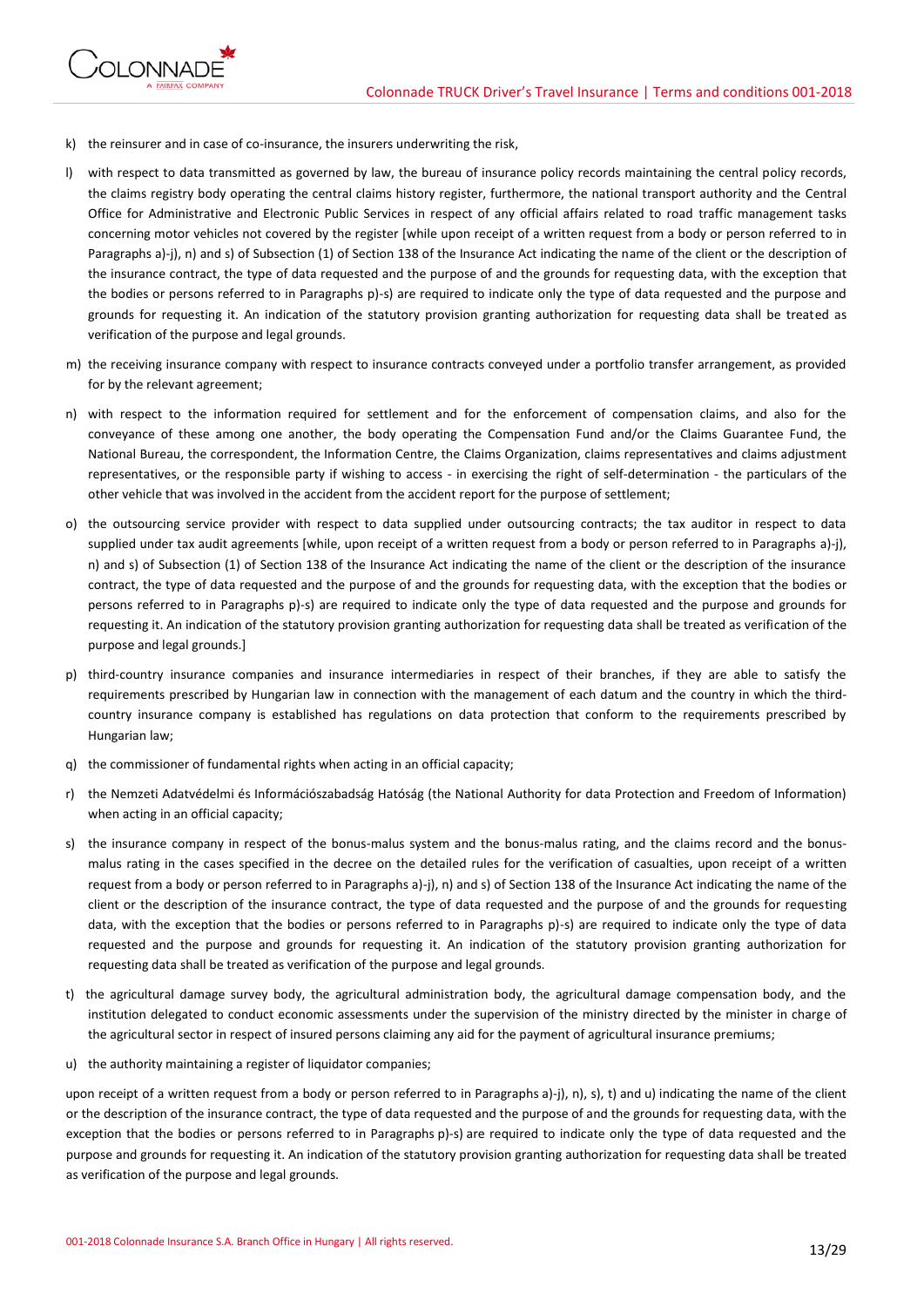k) the reinsurer and in case of co-insurance, the insurers underwriting the risk,

l) with respect to data transmitted as governed by law, the bureau of insurance policy records maintaining the central policy records, the claims registry body operating the central claims history register, furthermore, the national transport authority and the Central Office for Administrative and Electronic Public Services in respect of any official affairs related to road traffic management tasks concerning motor vehicles not covered by the register [while upon receipt of a written request from a body or person referred to in Paragraphs a)-j), n) and s) of Subsection (1) of Section 138 of the Insurance Act indicating the name of the client or the description of the insurance contract, the type of data requested and the purpose of and the grounds for requesting data, with the exception that the bodies or persons referred to in Paragraphs p)-s) are required to indicate only the type of data requested and the purpose and grounds for requesting it. An indication of the statutory provision granting authorization for requesting data shall be treated as verification of the purpose and legal grounds.

m) the receiving insurance company with respect to insurance contracts conveyed under a portfolio transfer arrangement, as provided for by the relevant agreement;

n) with respect to the information required for settlement and for the enforcement of compensation claims, and also for the conveyance of these among one another, the body operating the Compensation Fund and/or the Claims Guarantee Fund, the National Bureau, the correspondent, the Information Centre, the Claims Organization, claims representatives and claims adjustment representatives, or the responsible party if wishing to access - in exercising the right of self-determination - the particulars of the other vehicle that was involved in the accident from the accident report for the purpose of settlement;

o) the outsourcing service provider with respect to data supplied under outsourcing contracts; the tax auditor in respect to data supplied under tax audit agreements [while, upon receipt of a written request from a body or person referred to in Paragraphs a)-j), n) and s) of Subsection (1) of Section 138 of the Insurance Act indicating the name of the client or the description of the insurance contract, the type of data requested and the purpose of and the grounds for requesting data, with the exception that the bodies or persons referred to in Paragraphs p)-s) are required to indicate only the type of data requested and the purpose and grounds for requesting it. An indication of the statutory provision granting authorization for requesting data shall be treated as verification of the purpose and legal grounds.]

p) third-country insurance companies and insurance intermediaries in respect of their branches, if they are able to satisfy the requirements prescribed by Hungarian law in connection with the management of each datum and the country in which the third-country insurance company is established has regulations on data protection that conform to the requirements prescribed by Hungarian law;

q) the commissioner of fundamental rights when acting in an official capacity;

r) the Nemzeti Adatvédelmi és Információszabadság Hatóság (the National Authority for data Protection and Freedom of Information) when acting in an official capacity;

s) the insurance company in respect of the bonus-malus system and the bonus-malus rating, and the claims record and the bonus-malus rating in the cases specified in the decree on the detailed rules for the verification of casualties, upon receipt of a written request from a body or person referred to in Paragraphs a)-j), n) and s) of Section 138 of the Insurance Act indicating the name of the client or the description of the insurance contract, the type of data requested and the purpose of and the grounds for requesting data, with the exception that the bodies or persons referred to in Paragraphs p)-s) are required to indicate only the type of data requested and the purpose and grounds for requesting it. An indication of the statutory provision granting authorization for requesting data shall be treated as verification of the purpose and legal grounds.

t) the agricultural damage survey body, the agricultural administration body, the agricultural damage compensation body, and the institution delegated to conduct economic assessments under the supervision of the ministry directed by the minister in charge of the agricultural sector in respect of insured persons claiming any aid for the payment of agricultural insurance premiums;

u) the authority maintaining a register of liquidator companies;

upon receipt of a written request from a body or person referred to in Paragraphs a)-j), n), s), t) and u) indicating the name of the client or the description of the insurance contract, the type of data requested and the purpose of and the grounds for requesting data, with the exception that the bodies or persons referred to in Paragraphs p)-s) are required to indicate only the type of data requested and the purpose and grounds for requesting it. An indication of the statutory provision granting authorization for requesting data shall be treated as verification of the purpose and legal grounds.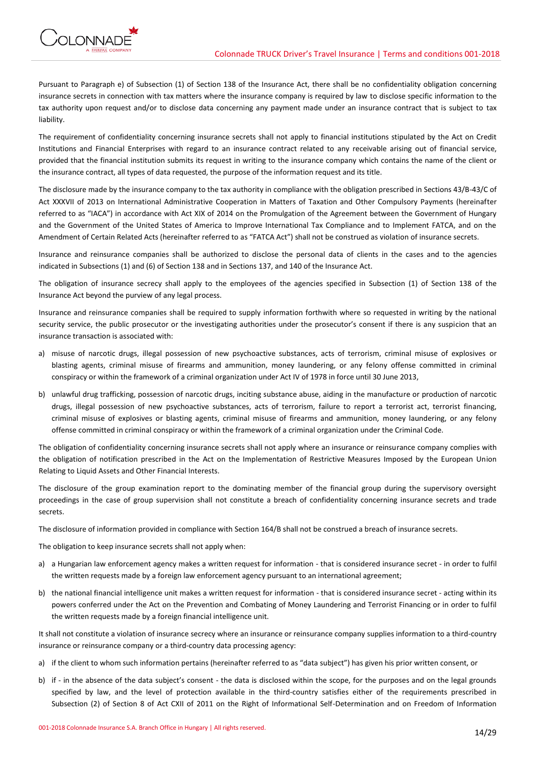Pursuant to Paragraph e) of Subsection (1) of Section 138 of the Insurance Act, there shall be no confidentiality obligation concerning insurance secrets in connection with tax matters where the insurance company is required by law to disclose specific information to the tax authority upon request and/or to disclose data concerning any payment made under an insurance contract that is subject to tax liability.

The requirement of confidentiality concerning insurance secrets shall not apply to financial institutions stipulated by the Act on Credit Institutions and Financial Enterprises with regard to an insurance contract related to any receivable arising out of financial service, provided that the financial institution submits its request in writing to the insurance company which contains the name of the client or the insurance contract, all types of data requested, the purpose of the information request and its title.

The disclosure made by the insurance company to the tax authority in compliance with the obligation prescribed in Sections 43/B-43/C of Act XXXVII of 2013 on International Administrative Cooperation in Matters of Taxation and Other Compulsory Payments (hereinafter referred to as "IACA") in accordance with Act XIX of 2014 on the Promulgation of the Agreement between the Government of Hungary and the Government of the United States of America to Improve International Tax Compliance and to Implement FATCA, and on the Amendment of Certain Related Acts (hereinafter referred to as "FATCA Act") shall not be construed as violation of insurance secrets.

Insurance and reinsurance companies shall be authorized to disclose the personal data of clients in the cases and to the agencies indicated in Subsections (1) and (6) of Section 138 and in Sections 137, and 140 of the Insurance Act.

The obligation of insurance secrecy shall apply to the employees of the agencies specified in Subsection (1) of Section 138 of the Insurance Act beyond the purview of any legal process.

Insurance and reinsurance companies shall be required to supply information forthwith where so requested in writing by the national security service, the public prosecutor or the investigating authorities under the prosecutor's consent if there is any suspicion that an insurance transaction is associated with:

a) misuse of narcotic drugs, illegal possession of new psychoactive substances, acts of terrorism, criminal misuse of explosives or blasting agents, criminal misuse of firearms and ammunition, money laundering, or any felony offense committed in criminal conspiracy or within the framework of a criminal organization under Act IV of 1978 in force until 30 June 2013,
b) unlawful drug trafficking, possession of narcotic drugs, inciting substance abuse, aiding in the manufacture or production of narcotic drugs, illegal possession of new psychoactive substances, acts of terrorism, failure to report a terrorist act, terrorist financing, criminal misuse of explosives or blasting agents, criminal misuse of firearms and ammunition, money laundering, or any felony offense committed in criminal conspiracy or within the framework of a criminal organization under the Criminal Code.

The obligation of confidentiality concerning insurance secrets shall not apply where an insurance or reinsurance company complies with the obligation of notification prescribed in the Act on the Implementation of Restrictive Measures Imposed by the European Union Relating to Liquid Assets and Other Financial Interests.

The disclosure of the group examination report to the dominating member of the financial group during the supervisory oversight proceedings in the case of group supervision shall not constitute a breach of confidentiality concerning insurance secrets and trade secrets.

The disclosure of information provided in compliance with Section 164/B shall not be construed a breach of insurance secrets.

The obligation to keep insurance secrets shall not apply when:

a) a Hungarian law enforcement agency makes a written request for information - that is considered insurance secret - in order to fulfil the written requests made by a foreign law enforcement agency pursuant to an international agreement;
b) the national financial intelligence unit makes a written request for information - that is considered insurance secret - acting within its powers conferred under the Act on the Prevention and Combating of Money Laundering and Terrorist Financing or in order to fulfil the written requests made by a foreign financial intelligence unit.

It shall not constitute a violation of insurance secrecy where an insurance or reinsurance company supplies information to a third-country insurance or reinsurance company or a third-country data processing agency:

a) if the client to whom such information pertains (hereinafter referred to as "data subject") has given his prior written consent, or
b) if - in the absence of the data subject's consent - the data is disclosed within the scope, for the purposes and on the legal grounds specified by law, and the level of protection available in the third-country satisfies either of the requirements prescribed in Subsection (2) of Section 8 of Act CXII of 2011 on the Right of Informational Self-Determination and on Freedom of Information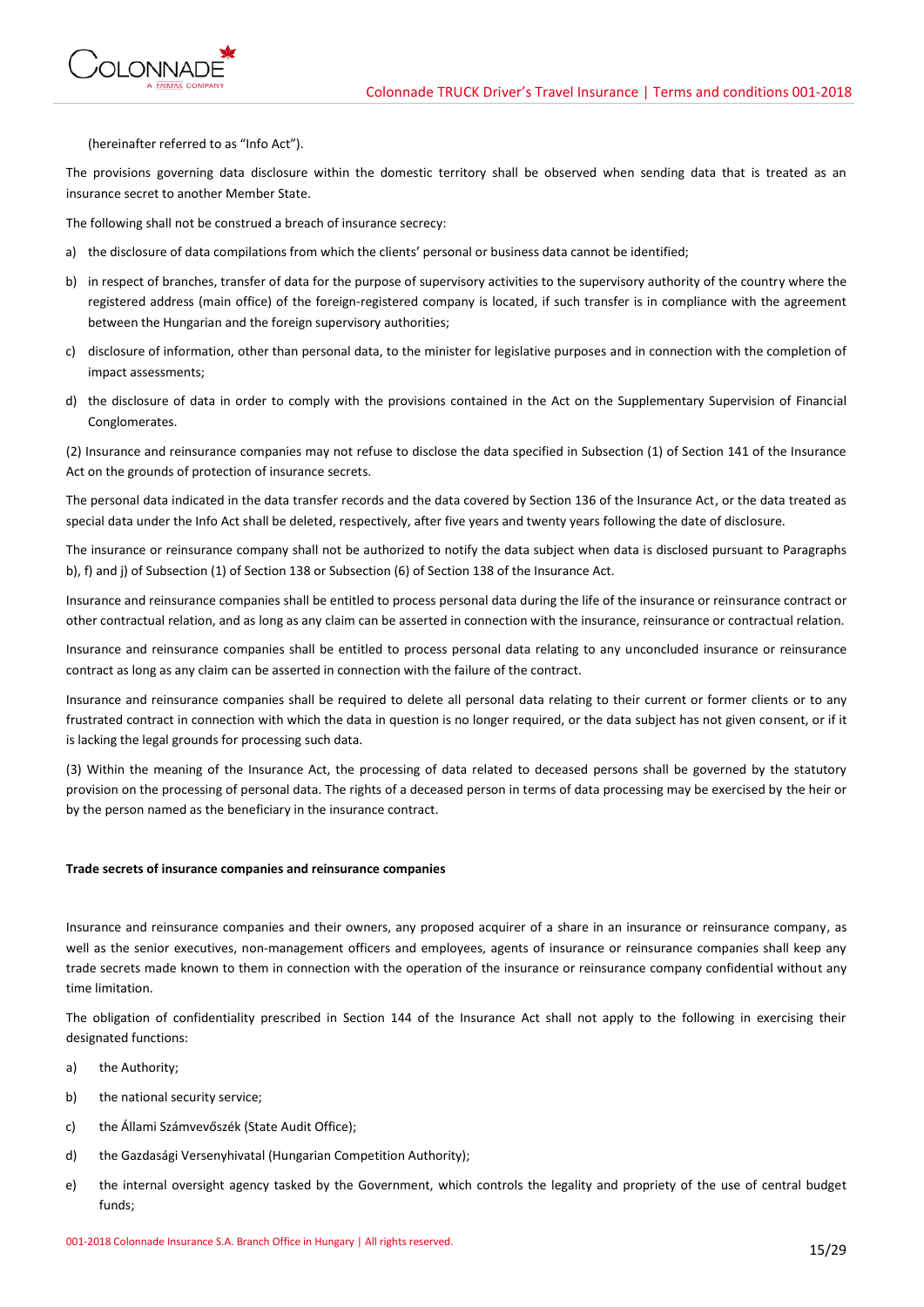(hereinafter referred to as "Info Act").

The provisions governing data disclosure within the domestic territory shall be observed when sending data that is treated as an insurance secret to another Member State.

The following shall not be construed a breach of insurance secrecy:

a) the disclosure of data compilations from which the clients' personal or business data cannot be identified;

b) in respect of branches, transfer of data for the purpose of supervisory activities to the supervisory authority of the country where the registered address (main office) of the foreign-registered company is located, if such transfer is in compliance with the agreement between the Hungarian and the foreign supervisory authorities;

c) disclosure of information, other than personal data, to the minister for legislative purposes and in connection with the completion of impact assessments;

d) the disclosure of data in order to comply with the provisions contained in the Act on the Supplementary Supervision of Financial Conglomerates.

(2) Insurance and reinsurance companies may not refuse to disclose the data specified in Subsection (1) of Section 141 of the Insurance Act on the grounds of protection of insurance secrets.

The personal data indicated in the data transfer records and the data covered by Section 136 of the Insurance Act, or the data treated as special data under the Info Act shall be deleted, respectively, after five years and twenty years following the date of disclosure.

The insurance or reinsurance company shall not be authorized to notify the data subject when data is disclosed pursuant to Paragraphs b), f) and j) of Subsection (1) of Section 138 or Subsection (6) of Section 138 of the Insurance Act.

Insurance and reinsurance companies shall be entitled to process personal data during the life of the insurance or reinsurance contract or other contractual relation, and as long as any claim can be asserted in connection with the insurance, reinsurance or contractual relation.

Insurance and reinsurance companies shall be entitled to process personal data relating to any unconcluded insurance or reinsurance contract as long as any claim can be asserted in connection with the failure of the contract.

Insurance and reinsurance companies shall be required to delete all personal data relating to their current or former clients or to any frustrated contract in connection with which the data in question is no longer required, or the data subject has not given consent, or if it is lacking the legal grounds for processing such data.

(3) Within the meaning of the Insurance Act, the processing of data related to deceased persons shall be governed by the statutory provision on the processing of personal data. The rights of a deceased person in terms of data processing may be exercised by the heir or by the person named as the beneficiary in the insurance contract.

**Trade secrets of insurance companies and reinsurance companies**

Insurance and reinsurance companies and their owners, any proposed acquirer of a share in an insurance or reinsurance company, as well as the senior executives, non-management officers and employees, agents of insurance or reinsurance companies shall keep any trade secrets made known to them in connection with the operation of the insurance or reinsurance company confidential without any time limitation.

The obligation of confidentiality prescribed in Section 144 of the Insurance Act shall not apply to the following in exercising their designated functions:

a) the Authority;

b) the national security service;

c) the Állami Számvevőszék (State Audit Office);

d) the Gazdasági Versenyhivatal (Hungarian Competition Authority);

e) the internal oversight agency tasked by the Government, which controls the legality and propriety of the use of central budget funds;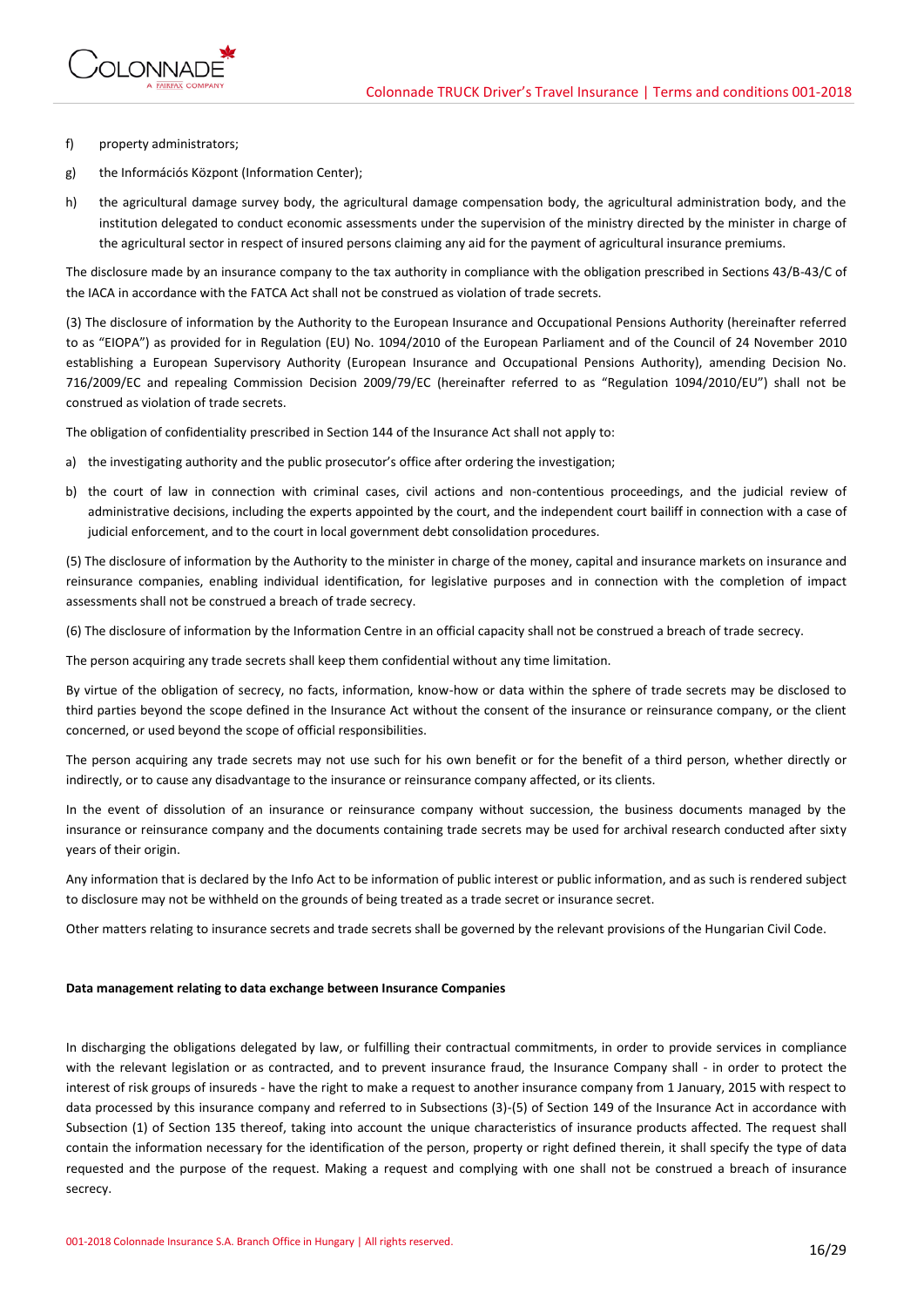f) property administrators;

g) the Információs Központ (Information Center);

h) the agricultural damage survey body, the agricultural damage compensation body, the agricultural administration body, and the institution delegated to conduct economic assessments under the supervision of the ministry directed by the minister in charge of the agricultural sector in respect of insured persons claiming any aid for the payment of agricultural insurance premiums.

The disclosure made by an insurance company to the tax authority in compliance with the obligation prescribed in Sections 43/B-43/C of the IACA in accordance with the FATCA Act shall not be construed as violation of trade secrets.

(3) The disclosure of information by the Authority to the European Insurance and Occupational Pensions Authority (hereinafter referred to as "EIOPA") as provided for in Regulation (EU) No. 1094/2010 of the European Parliament and of the Council of 24 November 2010 establishing a European Supervisory Authority (European Insurance and Occupational Pensions Authority), amending Decision No. 716/2009/EC and repealing Commission Decision 2009/79/EC (hereinafter referred to as "Regulation 1094/2010/EU") shall not be construed as violation of trade secrets.

The obligation of confidentiality prescribed in Section 144 of the Insurance Act shall not apply to:

a) the investigating authority and the public prosecutor's office after ordering the investigation;

b) the court of law in connection with criminal cases, civil actions and non-contentious proceedings, and the judicial review of administrative decisions, including the experts appointed by the court, and the independent court bailiff in connection with a case of judicial enforcement, and to the court in local government debt consolidation procedures.

(5) The disclosure of information by the Authority to the minister in charge of the money, capital and insurance markets on insurance and reinsurance companies, enabling individual identification, for legislative purposes and in connection with the completion of impact assessments shall not be construed a breach of trade secrecy.

(6) The disclosure of information by the Information Centre in an official capacity shall not be construed a breach of trade secrecy.

The person acquiring any trade secrets shall keep them confidential without any time limitation.

By virtue of the obligation of secrecy, no facts, information, know-how or data within the sphere of trade secrets may be disclosed to third parties beyond the scope defined in the Insurance Act without the consent of the insurance or reinsurance company, or the client concerned, or used beyond the scope of official responsibilities.

The person acquiring any trade secrets may not use such for his own benefit or for the benefit of a third person, whether directly or indirectly, or to cause any disadvantage to the insurance or reinsurance company affected, or its clients.

In the event of dissolution of an insurance or reinsurance company without succession, the business documents managed by the insurance or reinsurance company and the documents containing trade secrets may be used for archival research conducted after sixty years of their origin.

Any information that is declared by the Info Act to be information of public interest or public information, and as such is rendered subject to disclosure may not be withheld on the grounds of being treated as a trade secret or insurance secret.

Other matters relating to insurance secrets and trade secrets shall be governed by the relevant provisions of the Hungarian Civil Code.

**Data management relating to data exchange between Insurance Companies**

In discharging the obligations delegated by law, or fulfilling their contractual commitments, in order to provide services in compliance with the relevant legislation or as contracted, and to prevent insurance fraud, the Insurance Company shall - in order to protect the interest of risk groups of insureds - have the right to make a request to another insurance company from 1 January, 2015 with respect to data processed by this insurance company and referred to in Subsections (3)-(5) of Section 149 of the Insurance Act in accordance with Subsection (1) of Section 135 thereof, taking into account the unique characteristics of insurance products affected. The request shall contain the information necessary for the identification of the person, property or right defined therein, it shall specify the type of data requested and the purpose of the request. Making a request and complying with one shall not be construed a breach of insurance secrecy.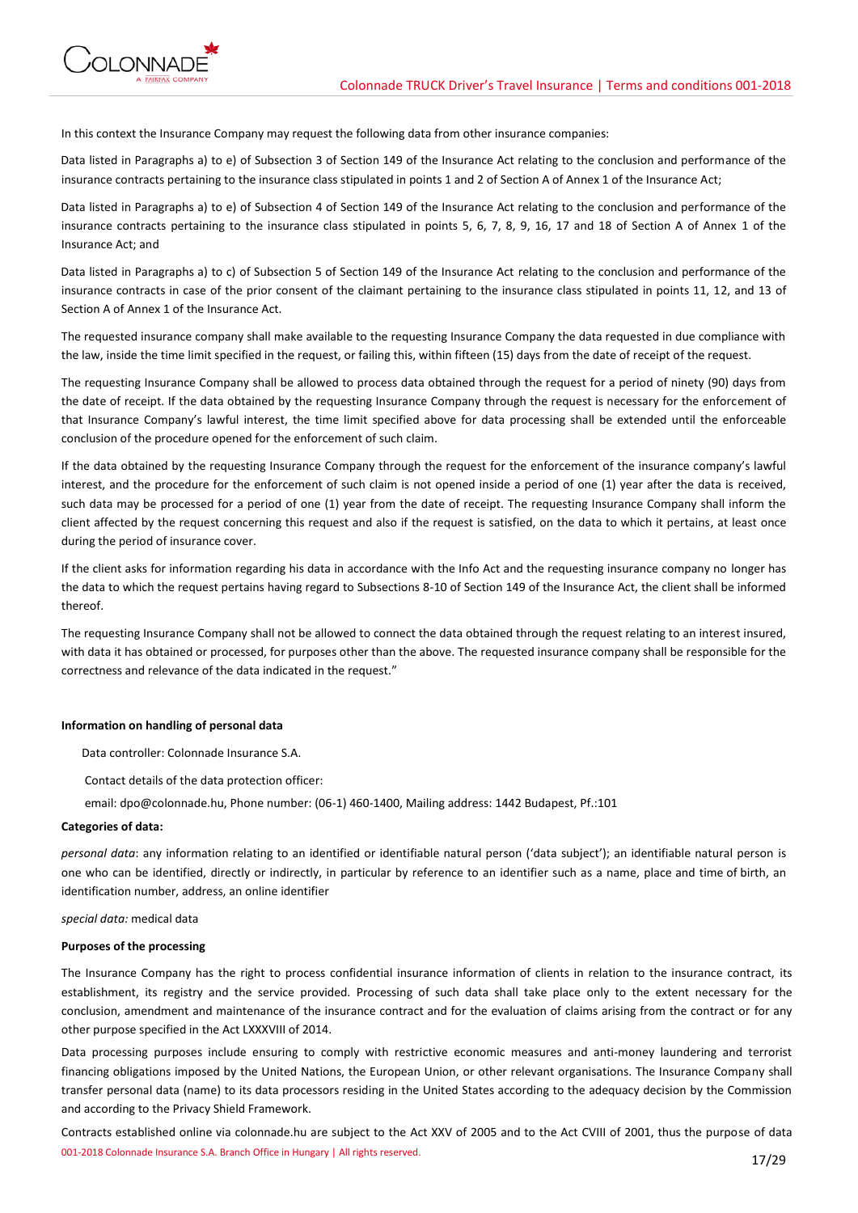In this context the Insurance Company may request the following data from other insurance companies:

Data listed in Paragraphs a) to e) of Subsection 3 of Section 149 of the Insurance Act relating to the conclusion and performance of the insurance contracts pertaining to the insurance class stipulated in points 1 and 2 of Section A of Annex 1 of the Insurance Act;

Data listed in Paragraphs a) to e) of Subsection 4 of Section 149 of the Insurance Act relating to the conclusion and performance of the insurance contracts pertaining to the insurance class stipulated in points 5, 6, 7, 8, 9, 16, 17 and 18 of Section A of Annex 1 of the Insurance Act; and

Data listed in Paragraphs a) to c) of Subsection 5 of Section 149 of the Insurance Act relating to the conclusion and performance of the insurance contracts in case of the prior consent of the claimant pertaining to the insurance class stipulated in points 11, 12, and 13 of Section A of Annex 1 of the Insurance Act.

The requested insurance company shall make available to the requesting Insurance Company the data requested in due compliance with the law, inside the time limit specified in the request, or failing this, within fifteen (15) days from the date of receipt of the request.

The requesting Insurance Company shall be allowed to process data obtained through the request for a period of ninety (90) days from the date of receipt. If the data obtained by the requesting Insurance Company through the request is necessary for the enforcement of that Insurance Company's lawful interest, the time limit specified above for data processing shall be extended until the enforceable conclusion of the procedure opened for the enforcement of such claim.

If the data obtained by the requesting Insurance Company through the request for the enforcement of the insurance company's lawful interest, and the procedure for the enforcement of such claim is not opened inside a period of one (1) year after the data is received, such data may be processed for a period of one (1) year from the date of receipt. The requesting Insurance Company shall inform the client affected by the request concerning this request and also if the request is satisfied, on the data to which it pertains, at least once during the period of insurance cover.

If the client asks for information regarding his data in accordance with the Info Act and the requesting insurance company no longer has the data to which the request pertains having regard to Subsections 8-10 of Section 149 of the Insurance Act, the client shall be informed thereof.

The requesting Insurance Company shall not be allowed to connect the data obtained through the request relating to an interest insured, with data it has obtained or processed, for purposes other than the above. The requested insurance company shall be responsible for the correctness and relevance of the data indicated in the request."

**Information on handling of personal data**

Data controller: Colonnade Insurance S.A.

Contact details of the data protection officer:

email: dpo@colonnade.hu, Phone number: (06-1) 460-1400, Mailing address: 1442 Budapest, Pf.:101

**Categories of data:**

*personal data*: any information relating to an identified or identifiable natural person ('data subject'); an identifiable natural person is one who can be identified, directly or indirectly, in particular by reference to an identifier such as a name, place and time of birth, an identification number, address, an online identifier

*special data:* medical data

**Purposes of the processing**

The Insurance Company has the right to process confidential insurance information of clients in relation to the insurance contract, its establishment, its registry and the service provided. Processing of such data shall take place only to the extent necessary for the conclusion, amendment and maintenance of the insurance contract and for the evaluation of claims arising from the contract or for any other purpose specified in the Act LXXXVIII of 2014.

Data processing purposes include ensuring to comply with restrictive economic measures and anti-money laundering and terrorist financing obligations imposed by the United Nations, the European Union, or other relevant organisations. The Insurance Company shall transfer personal data (name) to its data processors residing in the United States according to the adequacy decision by the Commission and according to the Privacy Shield Framework.

Contracts established online via colonnade.hu are subject to the Act XXV of 2005 and to the Act CVIII of 2001, thus the purpose of data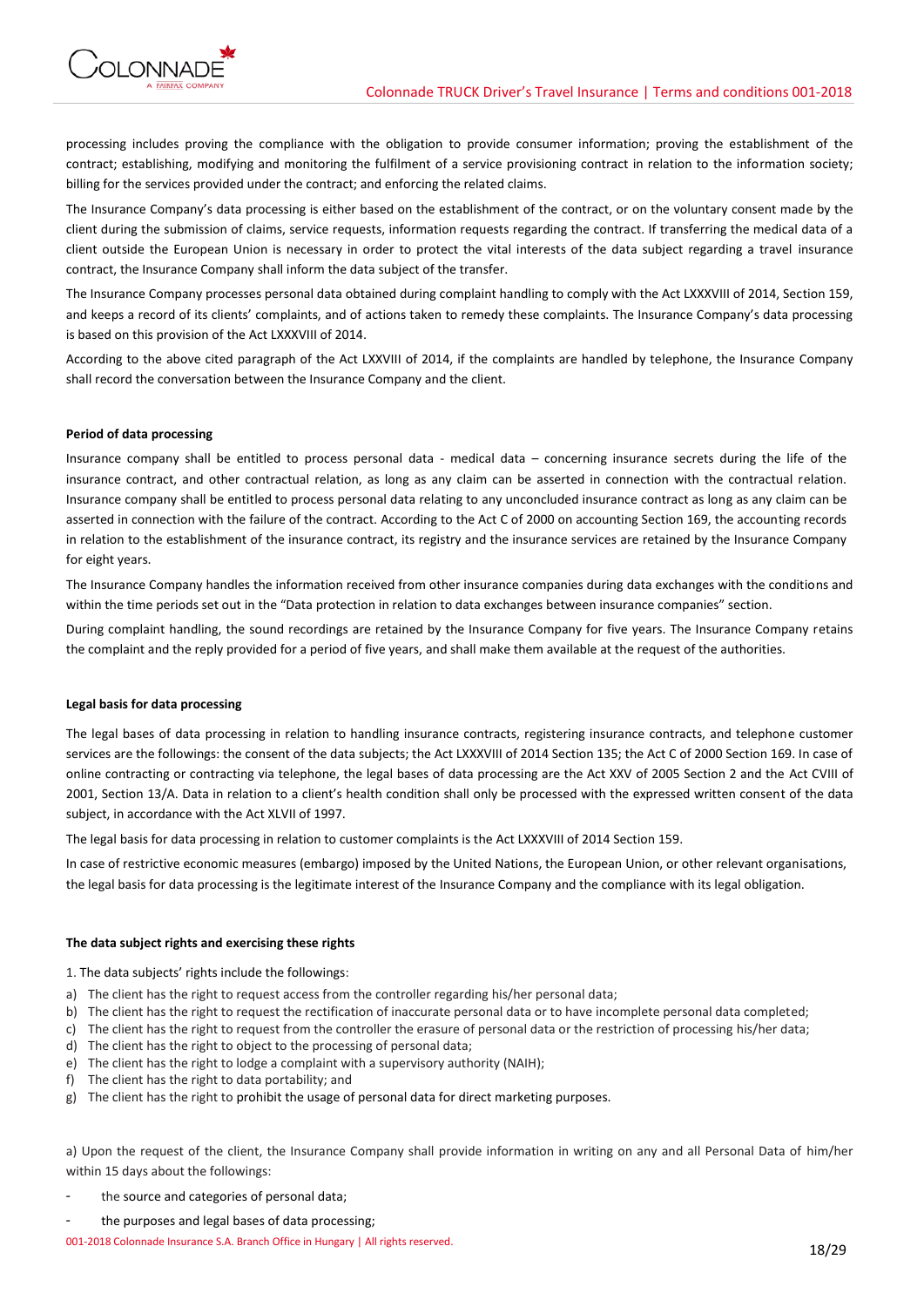processing includes proving the compliance with the obligation to provide consumer information; proving the establishment of the contract; establishing, modifying and monitoring the fulfilment of a service provisioning contract in relation to the information society; billing for the services provided under the contract; and enforcing the related claims.

The Insurance Company's data processing is either based on the establishment of the contract, or on the voluntary consent made by the client during the submission of claims, service requests, information requests regarding the contract. If transferring the medical data of a client outside the European Union is necessary in order to protect the vital interests of the data subject regarding a travel insurance contract, the Insurance Company shall inform the data subject of the transfer.

The Insurance Company processes personal data obtained during complaint handling to comply with the Act LXXXVIII of 2014, Section 159, and keeps a record of its clients' complaints, and of actions taken to remedy these complaints. The Insurance Company's data processing is based on this provision of the Act LXXXVIII of 2014.

According to the above cited paragraph of the Act LXXVIII of 2014, if the complaints are handled by telephone, the Insurance Company shall record the conversation between the Insurance Company and the client.

**Period of data processing**

Insurance company shall be entitled to process personal data - medical data – concerning insurance secrets during the life of the insurance contract, and other contractual relation, as long as any claim can be asserted in connection with the contractual relation. Insurance company shall be entitled to process personal data relating to any unconcluded insurance contract as long as any claim can be asserted in connection with the failure of the contract. According to the Act C of 2000 on accounting Section 169, the accounting records in relation to the establishment of the insurance contract, its registry and the insurance services are retained by the Insurance Company for eight years.

The Insurance Company handles the information received from other insurance companies during data exchanges with the conditions and within the time periods set out in the "Data protection in relation to data exchanges between insurance companies" section.

During complaint handling, the sound recordings are retained by the Insurance Company for five years. The Insurance Company retains the complaint and the reply provided for a period of five years, and shall make them available at the request of the authorities.

**Legal basis for data processing**

The legal bases of data processing in relation to handling insurance contracts, registering insurance contracts, and telephone customer services are the followings: the consent of the data subjects; the Act LXXXVIII of 2014 Section 135; the Act C of 2000 Section 169. In case of online contracting or contracting via telephone, the legal bases of data processing are the Act XXV of 2005 Section 2 and the Act CVIII of 2001, Section 13/A. Data in relation to a client's health condition shall only be processed with the expressed written consent of the data subject, in accordance with the Act XLVII of 1997.

The legal basis for data processing in relation to customer complaints is the Act LXXXVIII of 2014 Section 159.

In case of restrictive economic measures (embargo) imposed by the United Nations, the European Union, or other relevant organisations, the legal basis for data processing is the legitimate interest of the Insurance Company and the compliance with its legal obligation.

**The data subject rights and exercising these rights**

1. The data subjects' rights include the followings:

a) The client has the right to request access from the controller regarding his/her personal data;
b) The client has the right to request the rectification of inaccurate personal data or to have incomplete personal data completed;
c) The client has the right to request from the controller the erasure of personal data or the restriction of processing his/her data;
d) The client has the right to object to the processing of personal data;
e) The client has the right to lodge a complaint with a supervisory authority (NAIH);
f) The client has the right to data portability; and
g) The client has the right to prohibit the usage of personal data for direct marketing purposes.

a) Upon the request of the client, the Insurance Company shall provide information in writing on any and all Personal Data of him/her within 15 days about the followings:

- the source and categories of personal data;
- the purposes and legal bases of data processing;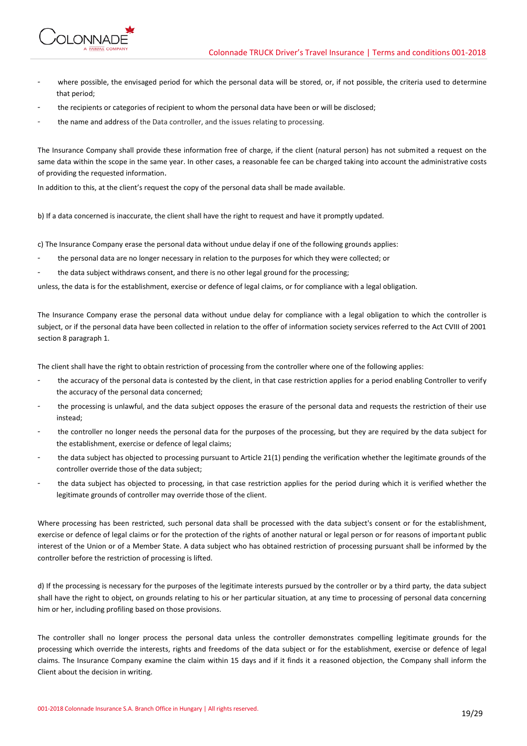- where possible, the envisaged period for which the personal data will be stored, or, if not possible, the criteria used to determine that period;
- the recipients or categories of recipient to whom the personal data have been or will be disclosed;
- the name and address of the Data controller, and the issues relating to processing.

The Insurance Company shall provide these information free of charge, if the client (natural person) has not submited a request on the same data within the scope in the same year. In other cases, a reasonable fee can be charged taking into account the administrative costs of providing the requested information.

In addition to this, at the client's request the copy of the personal data shall be made available.

b) If a data concerned is inaccurate, the client shall have the right to request and have it promptly updated.

c) The Insurance Company erase the personal data without undue delay if one of the following grounds applies:

- the personal data are no longer necessary in relation to the purposes for which they were collected; or
- the data subject withdraws consent, and there is no other legal ground for the processing;

unless, the data is for the establishment, exercise or defence of legal claims, or for compliance with a legal obligation.

The Insurance Company erase the personal data without undue delay for compliance with a legal obligation to which the controller is subject, or if the personal data have been collected in relation to the offer of information society services referred to the Act CVIII of 2001 section 8 paragraph 1.

The client shall have the right to obtain restriction of processing from the controller where one of the following applies:

- the accuracy of the personal data is contested by the client, in that case restriction applies for a period enabling Controller to verify the accuracy of the personal data concerned;
- the processing is unlawful, and the data subject opposes the erasure of the personal data and requests the restriction of their use instead;
- the controller no longer needs the personal data for the purposes of the processing, but they are required by the data subject for the establishment, exercise or defence of legal claims;
- the data subject has objected to processing pursuant to Article 21(1) pending the verification whether the legitimate grounds of the controller override those of the data subject;
- the data subject has objected to processing, in that case restriction applies for the period during which it is verified whether the legitimate grounds of controller may override those of the client.

Where processing has been restricted, such personal data shall be processed with the data subject's consent or for the establishment, exercise or defence of legal claims or for the protection of the rights of another natural or legal person or for reasons of important public interest of the Union or of a Member State. A data subject who has obtained restriction of processing pursuant shall be informed by the controller before the restriction of processing is lifted.

d) If the processing is necessary for the purposes of the legitimate interests pursued by the controller or by a third party, the data subject shall have the right to object, on grounds relating to his or her particular situation, at any time to processing of personal data concerning him or her, including profiling based on those provisions.

The controller shall no longer process the personal data unless the controller demonstrates compelling legitimate grounds for the processing which override the interests, rights and freedoms of the data subject or for the establishment, exercise or defence of legal claims. The Insurance Company examine the claim within 15 days and if it finds it a reasoned objection, the Company shall inform the Client about the decision in writing.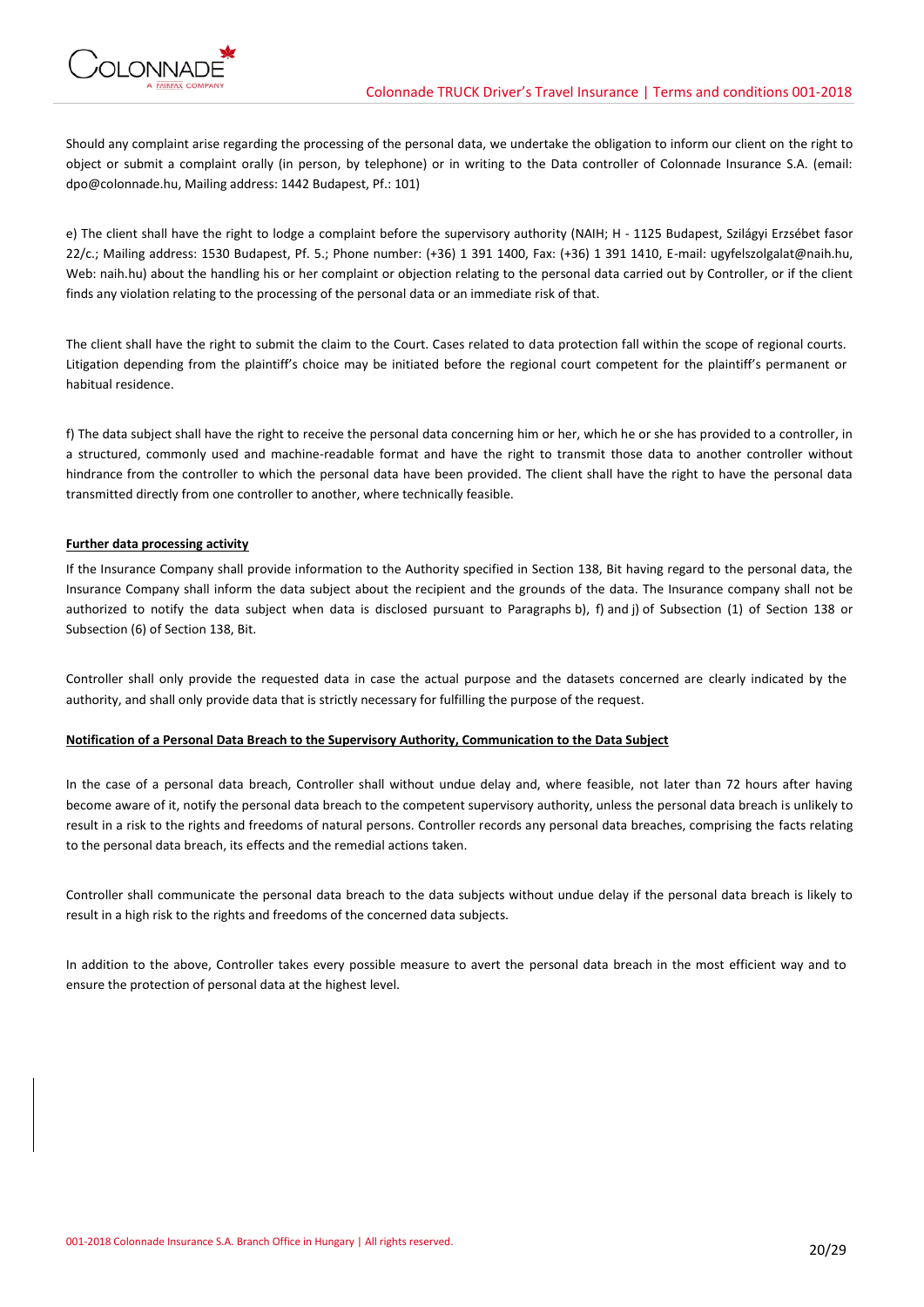Should any complaint arise regarding the processing of the personal data, we undertake the obligation to inform our client on the right to object or submit a complaint orally (in person, by telephone) or in writing to the Data controller of Colonnade Insurance S.A. (email: dpo@colonnade.hu, Mailing address: 1442 Budapest, Pf.: 101)

e) The client shall have the right to lodge a complaint before the supervisory authority (NAIH; H - 1125 Budapest, Szilágyi Erzsébet fasor 22/c.; Mailing address: 1530 Budapest, Pf. 5.; Phone number: (+36) 1 391 1400, Fax: (+36) 1 391 1410, E-mail: ugyfelszolgalat@naih.hu, Web: naih.hu) about the handling his or her complaint or objection relating to the personal data carried out by Controller, or if the client finds any violation relating to the processing of the personal data or an immediate risk of that.

The client shall have the right to submit the claim to the Court. Cases related to data protection fall within the scope of regional courts. Litigation depending from the plaintiff's choice may be initiated before the regional court competent for the plaintiff's permanent or habitual residence.

f) The data subject shall have the right to receive the personal data concerning him or her, which he or she has provided to a controller, in a structured, commonly used and machine-readable format and have the right to transmit those data to another controller without hindrance from the controller to which the personal data have been provided. The client shall have the right to have the personal data transmitted directly from one controller to another, where technically feasible.

**Further data processing activity**

If the Insurance Company shall provide information to the Authority specified in Section 138, Bit having regard to the personal data, the Insurance Company shall inform the data subject about the recipient and the grounds of the data. The Insurance company shall not be authorized to notify the data subject when data is disclosed pursuant to Paragraphs b), f) and j) of Subsection (1) of Section 138 or Subsection (6) of Section 138, Bit.

Controller shall only provide the requested data in case the actual purpose and the datasets concerned are clearly indicated by the authority, and shall only provide data that is strictly necessary for fulfilling the purpose of the request.

**Notification of a Personal Data Breach to the Supervisory Authority, Communication to the Data Subject**

In the case of a personal data breach, Controller shall without undue delay and, where feasible, not later than 72 hours after having become aware of it, notify the personal data breach to the competent supervisory authority, unless the personal data breach is unlikely to result in a risk to the rights and freedoms of natural persons. Controller records any personal data breaches, comprising the facts relating to the personal data breach, its effects and the remedial actions taken.

Controller shall communicate the personal data breach to the data subjects without undue delay if the personal data breach is likely to result in a high risk to the rights and freedoms of the concerned data subjects.

In addition to the above, Controller takes every possible measure to avert the personal data breach in the most efficient way and to ensure the protection of personal data at the highest level.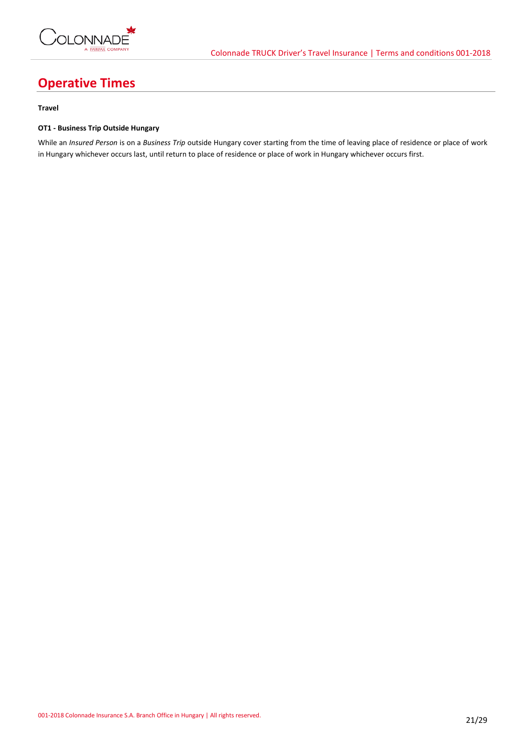# Operative Times

**Travel**

**OT1 - Business Trip Outside Hungary**

While an *Insured Person* is on a *Business Trip* outside Hungary cover starting from the time of leaving place of residence or place of work in Hungary whichever occurs last, until return to place of residence or place of work in Hungary whichever occurs first.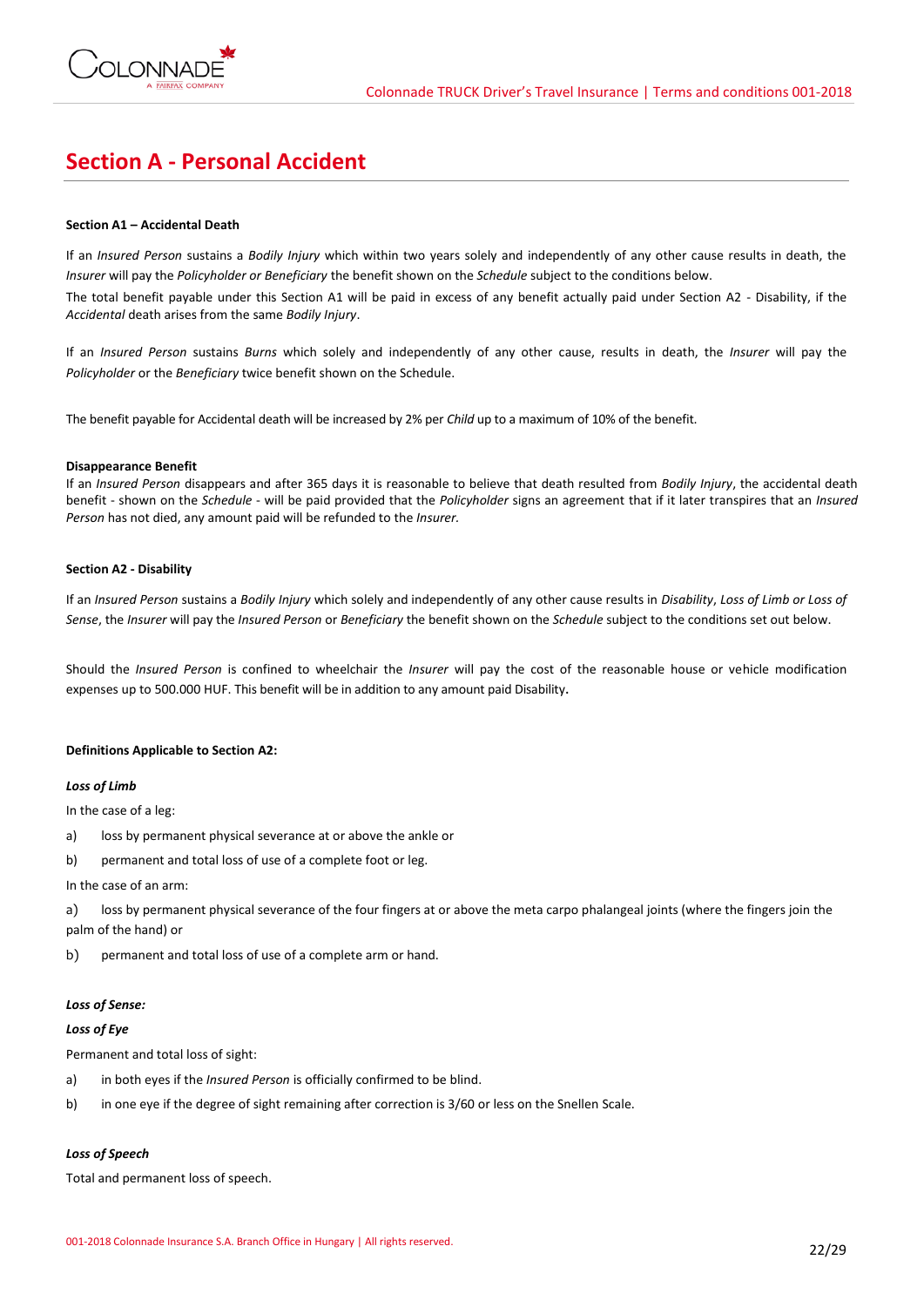# Section A - Personal Accident

**Section A1 – Accidental Death**

If an *Insured Person* sustains a *Bodily Injury* which within two years solely and independently of any other cause results in death, the *Insurer* will pay the *Policyholder or Beneficiary* the benefit shown on the *Schedule* subject to the conditions below.

The total benefit payable under this Section A1 will be paid in excess of any benefit actually paid under Section A2 - Disability, if the *Accidental* death arises from the same *Bodily Injury*.

If an *Insured Person* sustains *Burns* which solely and independently of any other cause, results in death, the *Insurer* will pay the *Policyholder* or the *Beneficiary* twice benefit shown on the Schedule.

The benefit payable for Accidental death will be increased by 2% per *Child* up to a maximum of 10% of the benefit.

**Disappearance Benefit**

If an *Insured Person* disappears and after 365 days it is reasonable to believe that death resulted from *Bodily Injury*, the accidental death benefit - shown on the *Schedule* - will be paid provided that the *Policyholder* signs an agreement that if it later transpires that an *Insured Person* has not died, any amount paid will be refunded to the *Insurer.*

**Section A2 - Disability**

If an *Insured Person* sustains a *Bodily Injury* which solely and independently of any other cause results in *Disability*, *Loss of Limb or Loss of Sense*, the *Insurer* will pay the *Insured Person* or *Beneficiary* the benefit shown on the *Schedule* subject to the conditions set out below.

Should the *Insured Person* is confined to wheelchair the *Insurer* will pay the cost of the reasonable house or vehicle modification expenses up to 500.000 HUF. This benefit will be in addition to any amount paid Disability.

**Definitions Applicable to Section A2:**

***Loss of Limb***

In the case of a leg:

a) loss by permanent physical severance at or above the ankle or

b) permanent and total loss of use of a complete foot or leg.

In the case of an arm:

a) loss by permanent physical severance of the four fingers at or above the meta carpo phalangeal joints (where the fingers join the palm of the hand) or

b) permanent and total loss of use of a complete arm or hand.

***Loss of Sense:***

***Loss of Eye***

Permanent and total loss of sight:

a) in both eyes if the *Insured Person* is officially confirmed to be blind.

b) in one eye if the degree of sight remaining after correction is 3/60 or less on the Snellen Scale.

***Loss of Speech***

Total and permanent loss of speech.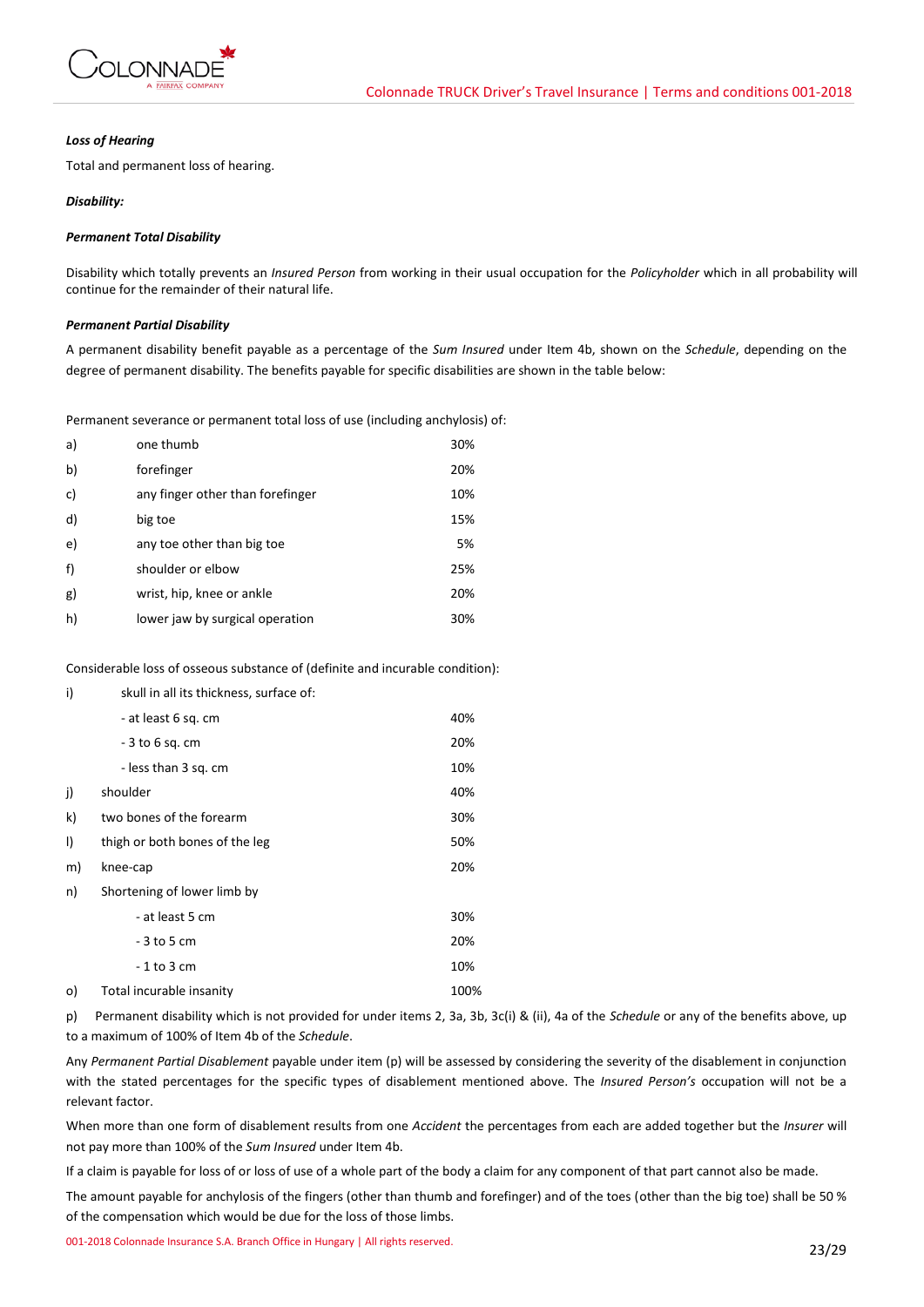***Loss of Hearing***

Total and permanent loss of hearing.

***Disability:***

***Permanent Total Disability***

Disability which totally prevents an *Insured Person* from working in their usual occupation for the *Policyholder* which in all probability will continue for the remainder of their natural life.

***Permanent Partial Disability***

A permanent disability benefit payable as a percentage of the *Sum Insured* under Item 4b, shown on the *Schedule*, depending on the degree of permanent disability. The benefits payable for specific disabilities are shown in the table below:

Permanent severance or permanent total loss of use (including anchylosis) of:

| | | |
|---|---|---|
| a) | one thumb | 30% |
| b) | forefinger | 20% |
| c) | any finger other than forefinger | 10% |
| d) | big toe | 15% |
| e) | any toe other than big toe | 5% |
| f) | shoulder or elbow | 25% |
| g) | wrist, hip, knee or ankle | 20% |
| h) | lower jaw by surgical operation | 30% |

Considerable loss of osseous substance of (definite and incurable condition):

| | | |
|---|---|---|
| i) | skull in all its thickness, surface of: | |
| | - at least 6 sq. cm | 40% |
| | - 3 to 6 sq. cm | 20% |
| | - less than 3 sq. cm | 10% |
| j) | shoulder | 40% |
| k) | two bones of the forearm | 30% |
| l) | thigh or both bones of the leg | 50% |
| m) | knee-cap | 20% |
| n) | Shortening of lower limb by | |
| | - at least 5 cm | 30% |
| | - 3 to 5 cm | 20% |
| | - 1 to 3 cm | 10% |
| o) | Total incurable insanity | 100% |

p) Permanent disability which is not provided for under items 2, 3a, 3b, 3c(i) & (ii), 4a of the *Schedule* or any of the benefits above, up to a maximum of 100% of Item 4b of the *Schedule*.

Any *Permanent Partial Disablement* payable under item (p) will be assessed by considering the severity of the disablement in conjunction with the stated percentages for the specific types of disablement mentioned above. The *Insured Person's* occupation will not be a relevant factor.

When more than one form of disablement results from one *Accident* the percentages from each are added together but the *Insurer* will not pay more than 100% of the *Sum Insured* under Item 4b.

If a claim is payable for loss of or loss of use of a whole part of the body a claim for any component of that part cannot also be made.

The amount payable for anchylosis of the fingers (other than thumb and forefinger) and of the toes (other than the big toe) shall be 50 % of the compensation which would be due for the loss of those limbs.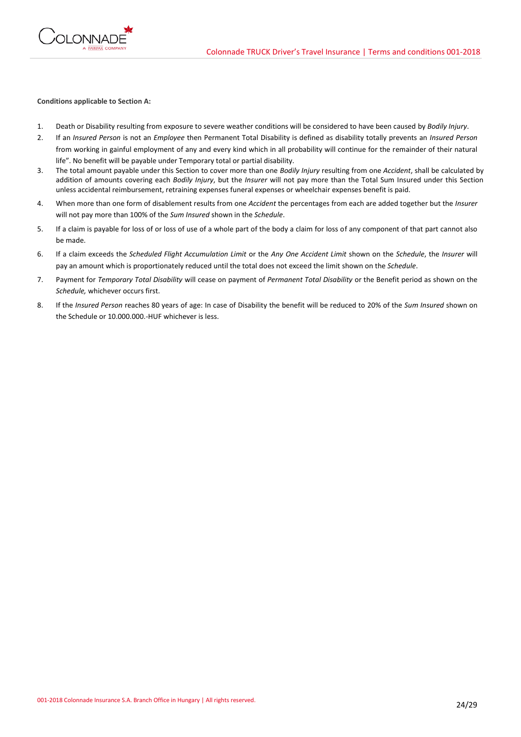**Conditions applicable to Section A:**

1. Death or Disability resulting from exposure to severe weather conditions will be considered to have been caused by *Bodily Injury*.
2. If an *Insured Person* is not an *Employee* then Permanent Total Disability is defined as disability totally prevents an *Insured Person* from working in gainful employment of any and every kind which in all probability will continue for the remainder of their natural life". No benefit will be payable under Temporary total or partial disability.
3. The total amount payable under this Section to cover more than one *Bodily Injury* resulting from one *Accident*, shall be calculated by addition of amounts covering each *Bodily Injury*, but the *Insurer* will not pay more than the Total Sum Insured under this Section unless accidental reimbursement, retraining expenses funeral expenses or wheelchair expenses benefit is paid.
4. When more than one form of disablement results from one *Accident* the percentages from each are added together but the *Insurer* will not pay more than 100% of the *Sum Insured* shown in the *Schedule*.
5. If a claim is payable for loss of or loss of use of a whole part of the body a claim for loss of any component of that part cannot also be made.
6. If a claim exceeds the *Scheduled Flight Accumulation Limit* or the *Any One Accident Limit* shown on the *Schedule*, the *Insurer* will pay an amount which is proportionately reduced until the total does not exceed the limit shown on the *Schedule*.
7. Payment for *Temporary Total Disability* will cease on payment of *Permanent Total Disability* or the Benefit period as shown on the *Schedule,* whichever occurs first.
8. If the *Insured Person* reaches 80 years of age: In case of Disability the benefit will be reduced to 20% of the *Sum Insured* shown on the Schedule or 10.000.000.-HUF whichever is less.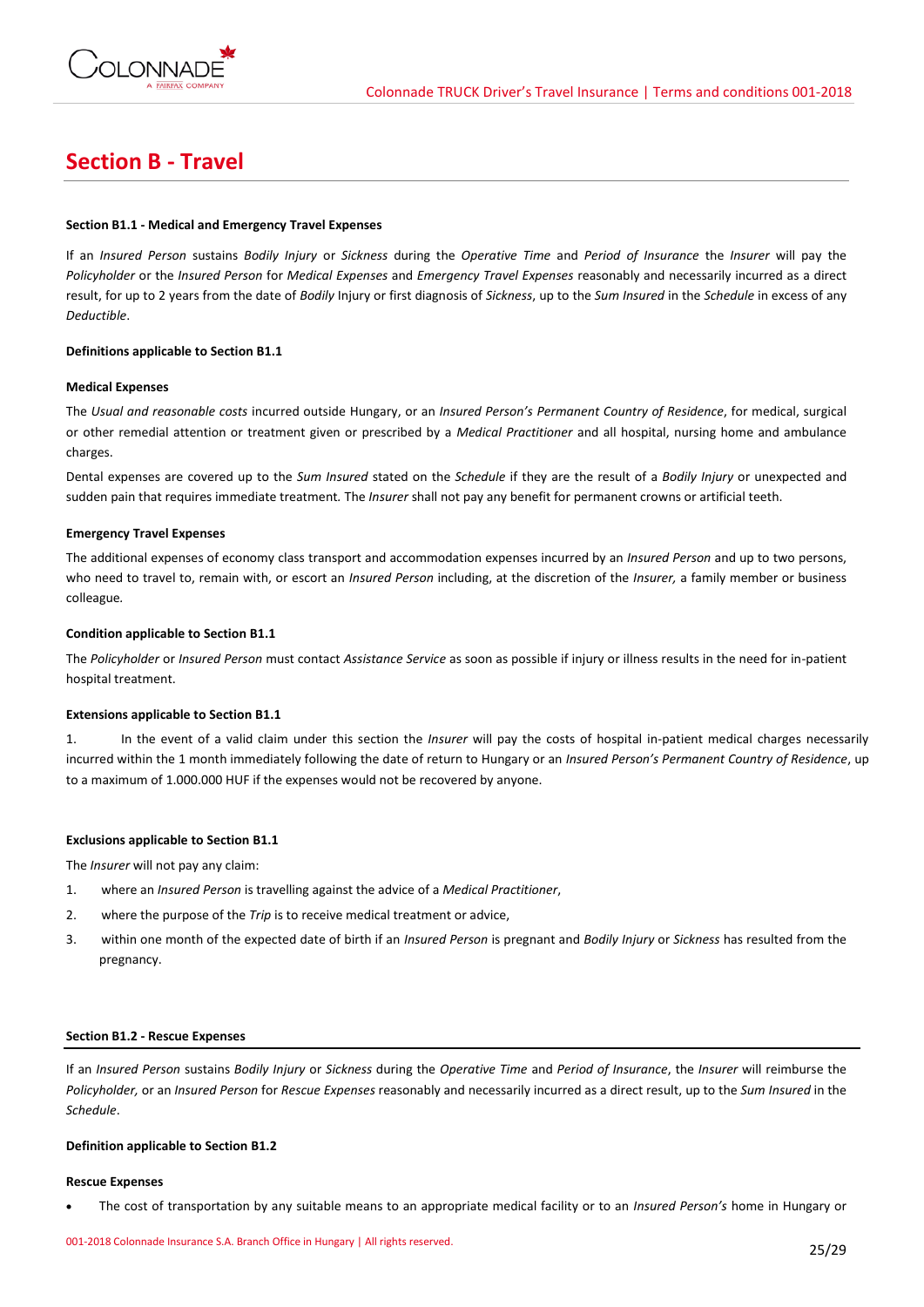# Section B - Travel

**Section B1.1 - Medical and Emergency Travel Expenses**

If an *Insured Person* sustains *Bodily Injury* or *Sickness* during the *Operative Time* and *Period of Insurance* the *Insurer* will pay the *Policyholder* or the *Insured Person* for *Medical Expenses* and *Emergency Travel Expenses* reasonably and necessarily incurred as a direct result, for up to 2 years from the date of *Bodily* Injury or first diagnosis of *Sickness*, up to the *Sum Insured* in the *Schedule* in excess of any *Deductible*.

**Definitions applicable to Section B1.1**

**Medical Expenses**

The *Usual and reasonable costs* incurred outside Hungary, or an *Insured Person's Permanent Country of Residence*, for medical, surgical or other remedial attention or treatment given or prescribed by a *Medical Practitioner* and all hospital, nursing home and ambulance charges.

Dental expenses are covered up to the *Sum Insured* stated on the *Schedule* if they are the result of a *Bodily Injury* or unexpected and sudden pain that requires immediate treatment. The *Insurer* shall not pay any benefit for permanent crowns or artificial teeth.

**Emergency Travel Expenses**

The additional expenses of economy class transport and accommodation expenses incurred by an *Insured Person* and up to two persons, who need to travel to, remain with, or escort an *Insured Person* including, at the discretion of the *Insurer,* a family member or business colleague.

**Condition applicable to Section B1.1**

The *Policyholder* or *Insured Person* must contact *Assistance Service* as soon as possible if injury or illness results in the need for in-patient hospital treatment.

**Extensions applicable to Section B1.1**

1. In the event of a valid claim under this section the *Insurer* will pay the costs of hospital in-patient medical charges necessarily incurred within the 1 month immediately following the date of return to Hungary or an *Insured Person's Permanent Country of Residence*, up to a maximum of 1.000.000 HUF if the expenses would not be recovered by anyone.

**Exclusions applicable to Section B1.1**

The *Insurer* will not pay any claim:

1. where an *Insured Person* is travelling against the advice of a *Medical Practitioner*,
2. where the purpose of the *Trip* is to receive medical treatment or advice,
3. within one month of the expected date of birth if an *Insured Person* is pregnant and *Bodily Injury* or *Sickness* has resulted from the pregnancy.

**Section B1.2 - Rescue Expenses**

If an *Insured Person* sustains *Bodily Injury* or *Sickness* during the *Operative Time* and *Period of Insurance*, the *Insurer* will reimburse the *Policyholder,* or an *Insured Person* for *Rescue Expenses* reasonably and necessarily incurred as a direct result, up to the *Sum Insured* in the *Schedule*.

**Definition applicable to Section B1.2**

**Rescue Expenses**

- The cost of transportation by any suitable means to an appropriate medical facility or to an *Insured Person's* home in Hungary or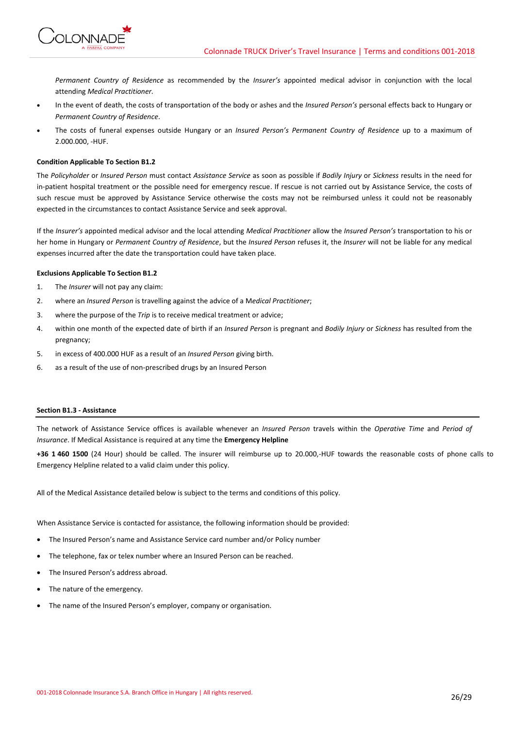*Permanent Country of Residence* as recommended by the *Insurer's* appointed medical advisor in conjunction with the local attending *Medical Practitioner.*

- In the event of death, the costs of transportation of the body or ashes and the *Insured Person's* personal effects back to Hungary or *Permanent Country of Residence*.
- The costs of funeral expenses outside Hungary or an *Insured Person's Permanent Country of Residence* up to a maximum of 2.000.000, -HUF.

**Condition Applicable To Section B1.2**

The *Policyholder* or *Insured Person* must contact *Assistance Service* as soon as possible if *Bodily Injury* or *Sickness* results in the need for in-patient hospital treatment or the possible need for emergency rescue. If rescue is not carried out by Assistance Service, the costs of such rescue must be approved by Assistance Service otherwise the costs may not be reimbursed unless it could not be reasonably expected in the circumstances to contact Assistance Service and seek approval.

If the *Insurer's* appointed medical advisor and the local attending *Medical Practitioner* allow the *Insured Person's* transportation to his or her home in Hungary or *Permanent Country of Residence*, but the *Insured Person* refuses it, the *Insurer* will not be liable for any medical expenses incurred after the date the transportation could have taken place.

**Exclusions Applicable To Section B1.2**

1. The *Insurer* will not pay any claim:
2. where an *Insured Person* is travelling against the advice of a M*edical Practitioner*;
3. where the purpose of the *Trip* is to receive medical treatment or advice;
4. within one month of the expected date of birth if an *Insured Person* is pregnant and *Bodily Injury* or *Sickness* has resulted from the pregnancy;
5. in excess of 400.000 HUF as a result of an *Insured Person* giving birth.
6. as a result of the use of non-prescribed drugs by an Insured Person

**Section B1.3 - Assistance**

The network of Assistance Service offices is available whenever an *Insured Person* travels within the *Operative Time* and *Period of Insurance*. If Medical Assistance is required at any time the **Emergency Helpline**

**+36 1 460 1500** (24 Hour) should be called. The insurer will reimburse up to 20.000,-HUF towards the reasonable costs of phone calls to Emergency Helpline related to a valid claim under this policy.

All of the Medical Assistance detailed below is subject to the terms and conditions of this policy.

When Assistance Service is contacted for assistance, the following information should be provided:

- The Insured Person's name and Assistance Service card number and/or Policy number
- The telephone, fax or telex number where an Insured Person can be reached.
- The Insured Person's address abroad.
- The nature of the emergency.
- The name of the Insured Person's employer, company or organisation.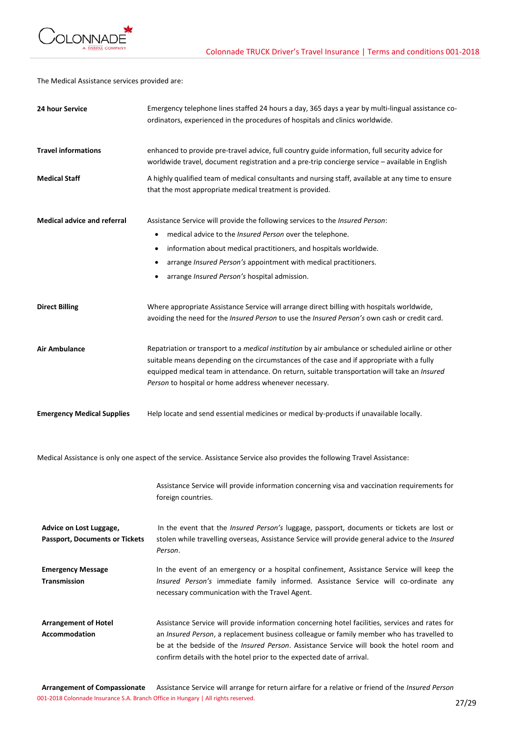The Medical Assistance services provided are:

| | |
|---|---|
| **24 hour Service** | Emergency telephone lines staffed 24 hours a day, 365 days a year by multi-lingual assistance co-ordinators, experienced in the procedures of hospitals and clinics worldwide. |
| **Travel informations** | enhanced to provide pre-travel advice, full country guide information, full security advice for worldwide travel, document registration and a pre-trip concierge service – available in English |
| **Medical Staff** | A highly qualified team of medical consultants and nursing staff, available at any time to ensure that the most appropriate medical treatment is provided. |
| **Medical advice and referral** | Assistance Service will provide the following services to the *Insured Person*:<br>• medical advice to the *Insured Person* over the telephone.<br>• information about medical practitioners, and hospitals worldwide.<br>• arrange *Insured Person's* appointment with medical practitioners.<br>• arrange *Insured Person's* hospital admission. |
| **Direct Billing** | Where appropriate Assistance Service will arrange direct billing with hospitals worldwide, avoiding the need for the *Insured Person* to use the *Insured Person's* own cash or credit card. |
| **Air Ambulance** | Repatriation or transport to a *medical institution* by air ambulance or scheduled airline or other suitable means depending on the circumstances of the case and if appropriate with a fully equipped medical team in attendance. On return, suitable transportation will take an *Insured Person* to hospital or home address whenever necessary. |
| **Emergency Medical Supplies** | Help locate and send essential medicines or medical by-products if unavailable locally. |

Medical Assistance is only one aspect of the service. Assistance Service also provides the following Travel Assistance:

| | |
|---|---|
| | Assistance Service will provide information concerning visa and vaccination requirements for foreign countries. |
| **Advice on Lost Luggage, Passport, Documents or Tickets** | In the event that the *Insured Person's* luggage, passport, documents or tickets are lost or stolen while travelling overseas, Assistance Service will provide general advice to the *Insured Person*. |
| **Emergency Message Transmission** | In the event of an emergency or a hospital confinement, Assistance Service will keep the *Insured Person's* immediate family informed. Assistance Service will co-ordinate any necessary communication with the Travel Agent. |
| **Arrangement of Hotel Accommodation** | Assistance Service will provide information concerning hotel facilities, services and rates for an *Insured Person*, a replacement business colleague or family member who has travelled to be at the bedside of the *Insured Person*. Assistance Service will book the hotel room and confirm details with the hotel prior to the expected date of arrival. |
| **Arrangement of Compassionate** | Assistance Service will arrange for return airfare for a relative or friend of the *Insured Person* |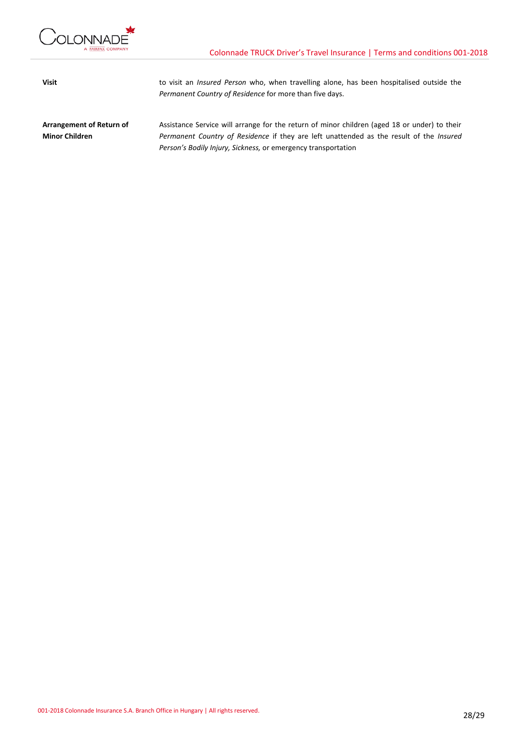| | |
|---|---|
| **Visit** | to visit an *Insured Person* who, when travelling alone, has been hospitalised outside the *Permanent Country of Residence* for more than five days. |
| **Arrangement of Return of Minor Children** | Assistance Service will arrange for the return of minor children (aged 18 or under) to their *Permanent Country of Residence* if they are left unattended as the result of the *Insured Person's Bodily Injury, Sickness,* or emergency transportation |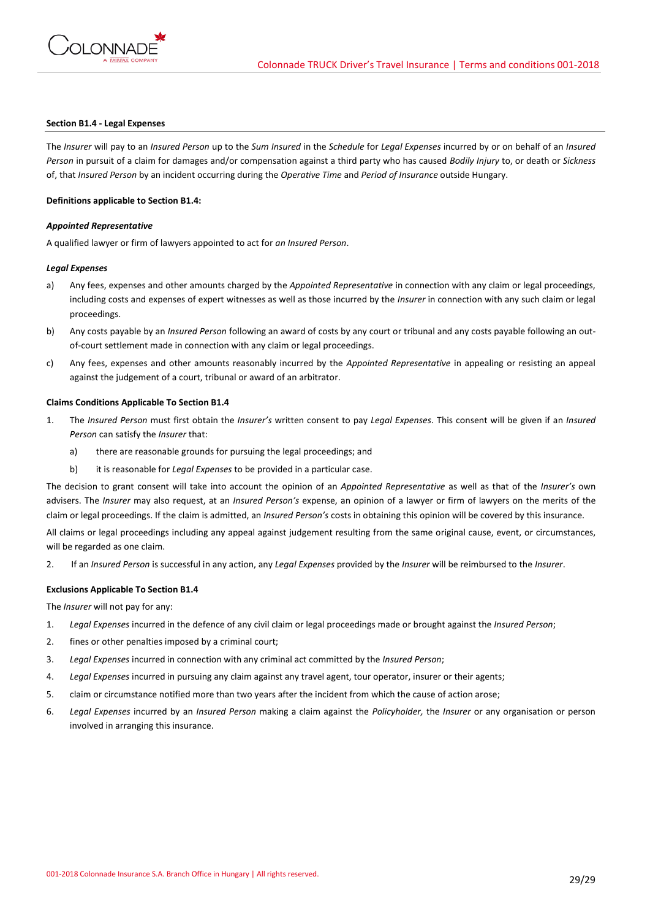**Section B1.4 - Legal Expenses**

The *Insurer* will pay to an *Insured Person* up to the *Sum Insured* in the *Schedule* for *Legal Expenses* incurred by or on behalf of an *Insured Person* in pursuit of a claim for damages and/or compensation against a third party who has caused *Bodily Injury* to, or death or *Sickness* of, that *Insured Person* by an incident occurring during the *Operative Time* and *Period of Insurance* outside Hungary.

**Definitions applicable to Section B1.4:**

***Appointed Representative***

A qualified lawyer or firm of lawyers appointed to act for *an Insured Person*.

***Legal Expenses***

a) Any fees, expenses and other amounts charged by the *Appointed Representative* in connection with any claim or legal proceedings, including costs and expenses of expert witnesses as well as those incurred by the *Insurer* in connection with any such claim or legal proceedings.

b) Any costs payable by an *Insured Person* following an award of costs by any court or tribunal and any costs payable following an out-of-court settlement made in connection with any claim or legal proceedings.

c) Any fees, expenses and other amounts reasonably incurred by the *Appointed Representative* in appealing or resisting an appeal against the judgement of a court, tribunal or award of an arbitrator.

**Claims Conditions Applicable To Section B1.4**

1. The *Insured Person* must first obtain the *Insurer's* written consent to pay *Legal Expenses*. This consent will be given if an *Insured Person* can satisfy the *Insurer* that:
   a) there are reasonable grounds for pursuing the legal proceedings; and
   b) it is reasonable for *Legal Expenses* to be provided in a particular case.

The decision to grant consent will take into account the opinion of an *Appointed Representative* as well as that of the *Insurer's* own advisers. The *Insurer* may also request, at an *Insured Person's* expense, an opinion of a lawyer or firm of lawyers on the merits of the claim or legal proceedings. If the claim is admitted, an *Insured Person's* costs in obtaining this opinion will be covered by this insurance.

All claims or legal proceedings including any appeal against judgement resulting from the same original cause, event, or circumstances, will be regarded as one claim.

2. If an *Insured Person* is successful in any action, any *Legal Expenses* provided by the *Insurer* will be reimbursed to the *Insurer*.

**Exclusions Applicable To Section B1.4**

The *Insurer* will not pay for any:

1. *Legal Expenses* incurred in the defence of any civil claim or legal proceedings made or brought against the *Insured Person*;
2. fines or other penalties imposed by a criminal court;
3. *Legal Expenses* incurred in connection with any criminal act committed by the *Insured Person*;
4. *Legal Expenses* incurred in pursuing any claim against any travel agent, tour operator, insurer or their agents;
5. claim or circumstance notified more than two years after the incident from which the cause of action arose;
6. *Legal Expenses* incurred by an *Insured Person* making a claim against the *Policyholder,* the *Insurer* or any organisation or person involved in arranging this insurance.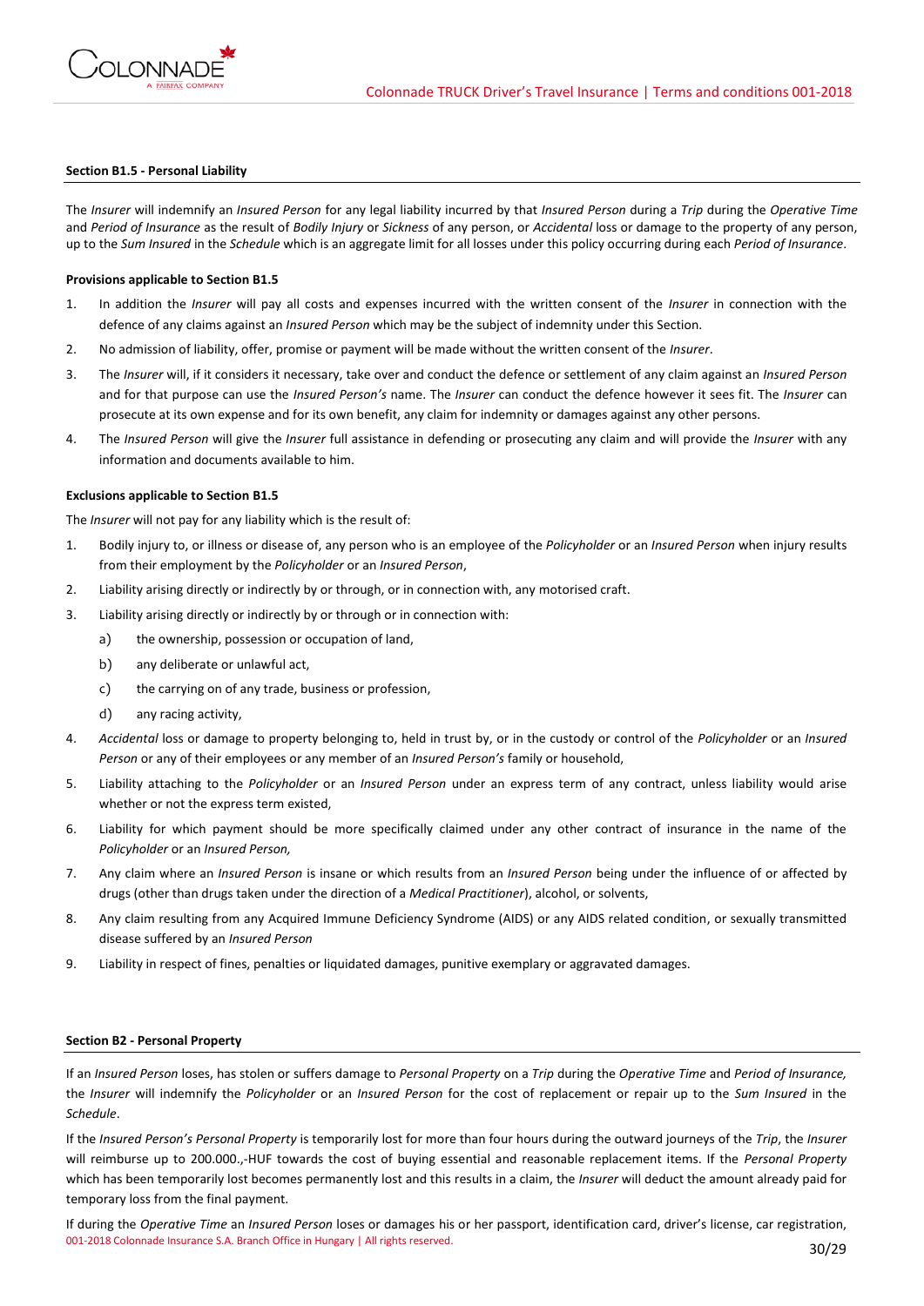#### Section B1.5 - Personal Liability

The *Insurer* will indemnify an *Insured Person* for any legal liability incurred by that *Insured Person* during a *Trip* during the *Operative Time* and *Period of Insurance* as the result of *Bodily Injury* or *Sickness* of any person, or *Accidental* loss or damage to the property of any person, up to the *Sum Insured* in the *Schedule* which is an aggregate limit for all losses under this policy occurring during each *Period of Insurance*.

**Provisions applicable to Section B1.5**

1. In addition the *Insurer* will pay all costs and expenses incurred with the written consent of the *Insurer* in connection with the defence of any claims against an *Insured Person* which may be the subject of indemnity under this Section.
2. No admission of liability, offer, promise or payment will be made without the written consent of the *Insurer*.
3. The *Insurer* will, if it considers it necessary, take over and conduct the defence or settlement of any claim against an *Insured Person* and for that purpose can use the *Insured Person's* name. The *Insurer* can conduct the defence however it sees fit. The *Insurer* can prosecute at its own expense and for its own benefit, any claim for indemnity or damages against any other persons.
4. The *Insured Person* will give the *Insurer* full assistance in defending or prosecuting any claim and will provide the *Insurer* with any information and documents available to him.

**Exclusions applicable to Section B1.5**

The *Insurer* will not pay for any liability which is the result of:

1. Bodily injury to, or illness or disease of, any person who is an employee of the *Policyholder* or an *Insured Person* when injury results from their employment by the *Policyholder* or an *Insured Person*,
2. Liability arising directly or indirectly by or through, or in connection with, any motorised craft.
3. Liability arising directly or indirectly by or through or in connection with:
   a) the ownership, possession or occupation of land,
   b) any deliberate or unlawful act,
   c) the carrying on of any trade, business or profession,
   d) any racing activity,
4. *Accidental* loss or damage to property belonging to, held in trust by, or in the custody or control of the *Policyholder* or an *Insured Person* or any of their employees or any member of an *Insured Person's* family or household,
5. Liability attaching to the *Policyholder* or an *Insured Person* under an express term of any contract, unless liability would arise whether or not the express term existed,
6. Liability for which payment should be more specifically claimed under any other contract of insurance in the name of the *Policyholder* or an *Insured Person,*
7. Any claim where an *Insured Person* is insane or which results from an *Insured Person* being under the influence of or affected by drugs (other than drugs taken under the direction of a *Medical Practitioner*), alcohol, or solvents,
8. Any claim resulting from any Acquired Immune Deficiency Syndrome (AIDS) or any AIDS related condition, or sexually transmitted disease suffered by an *Insured Person*
9. Liability in respect of fines, penalties or liquidated damages, punitive exemplary or aggravated damages.

#### Section B2 - Personal Property

If an *Insured Person* loses, has stolen or suffers damage to *Personal Property* on a *Trip* during the *Operative Time* and *Period of Insurance,* the *Insurer* will indemnify the *Policyholder* or an *Insured Person* for the cost of replacement or repair up to the *Sum Insured* in the *Schedule*.

If the *Insured Person's Personal Property* is temporarily lost for more than four hours during the outward journeys of the *Trip*, the *Insurer* will reimburse up to 200.000.,-HUF towards the cost of buying essential and reasonable replacement items. If the *Personal Property* which has been temporarily lost becomes permanently lost and this results in a claim, the *Insurer* will deduct the amount already paid for temporary loss from the final payment.

If during the *Operative Time* an *Insured Person* loses or damages his or her passport, identification card, driver's license, car registration,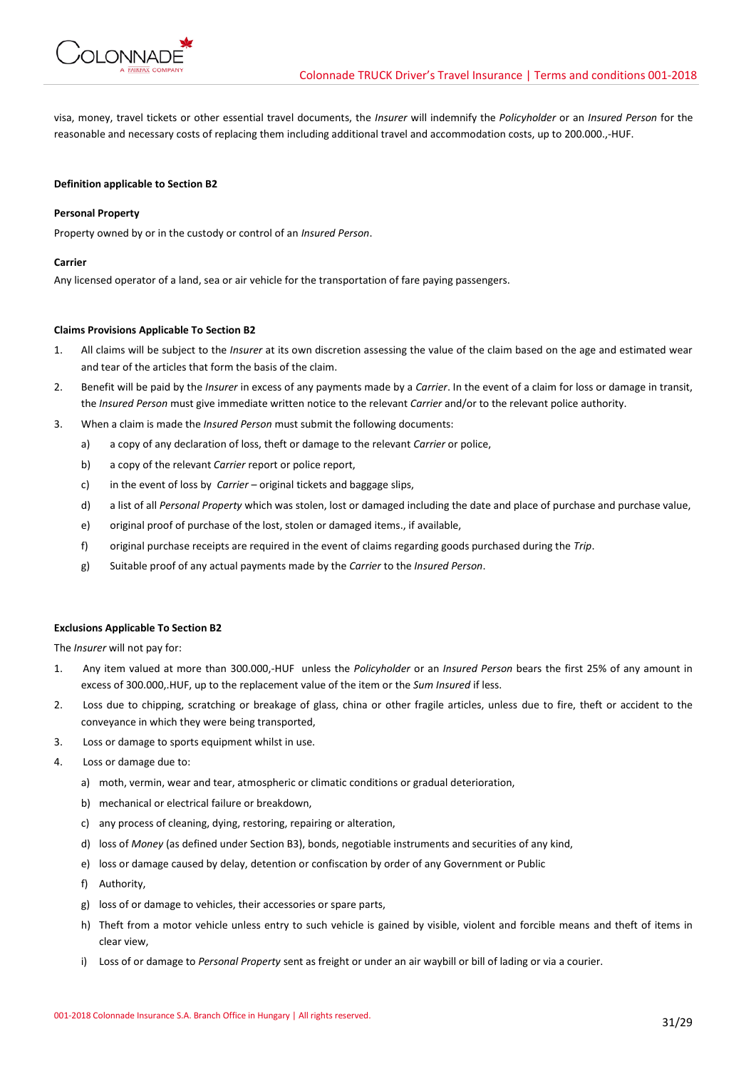visa, money, travel tickets or other essential travel documents, the *Insurer* will indemnify the *Policyholder* or an *Insured Person* for the reasonable and necessary costs of replacing them including additional travel and accommodation costs, up to 200.000.,-HUF.

**Definition applicable to Section B2**

**Personal Property**

Property owned by or in the custody or control of an *Insured Person*.

**Carrier**

Any licensed operator of a land, sea or air vehicle for the transportation of fare paying passengers.

**Claims Provisions Applicable To Section B2**

1. All claims will be subject to the *Insurer* at its own discretion assessing the value of the claim based on the age and estimated wear and tear of the articles that form the basis of the claim.
2. Benefit will be paid by the *Insurer* in excess of any payments made by a *Carrier*. In the event of a claim for loss or damage in transit, the *Insured Person* must give immediate written notice to the relevant *Carrier* and/or to the relevant police authority.
3. When a claim is made the *Insured Person* must submit the following documents:
   a) a copy of any declaration of loss, theft or damage to the relevant *Carrier* or police,
   b) a copy of the relevant *Carrier* report or police report,
   c) in the event of loss by *Carrier* – original tickets and baggage slips,
   d) a list of all *Personal Property* which was stolen, lost or damaged including the date and place of purchase and purchase value,
   e) original proof of purchase of the lost, stolen or damaged items., if available,
   f) original purchase receipts are required in the event of claims regarding goods purchased during the *Trip*.
   g) Suitable proof of any actual payments made by the *Carrier* to the *Insured Person*.

**Exclusions Applicable To Section B2**

The *Insurer* will not pay for:

1. Any item valued at more than 300.000,-HUF unless the *Policyholder* or an *Insured Person* bears the first 25% of any amount in excess of 300.000,.HUF, up to the replacement value of the item or the *Sum Insured* if less.
2. Loss due to chipping, scratching or breakage of glass, china or other fragile articles, unless due to fire, theft or accident to the conveyance in which they were being transported,
3. Loss or damage to sports equipment whilst in use.
4. Loss or damage due to:
   a) moth, vermin, wear and tear, atmospheric or climatic conditions or gradual deterioration,
   b) mechanical or electrical failure or breakdown,
   c) any process of cleaning, dying, restoring, repairing or alteration,
   d) loss of *Money* (as defined under Section B3), bonds, negotiable instruments and securities of any kind,
   e) loss or damage caused by delay, detention or confiscation by order of any Government or Public
   f) Authority,
   g) loss of or damage to vehicles, their accessories or spare parts,
   h) Theft from a motor vehicle unless entry to such vehicle is gained by visible, violent and forcible means and theft of items in clear view,
   i) Loss of or damage to *Personal Property* sent as freight or under an air waybill or bill of lading or via a courier.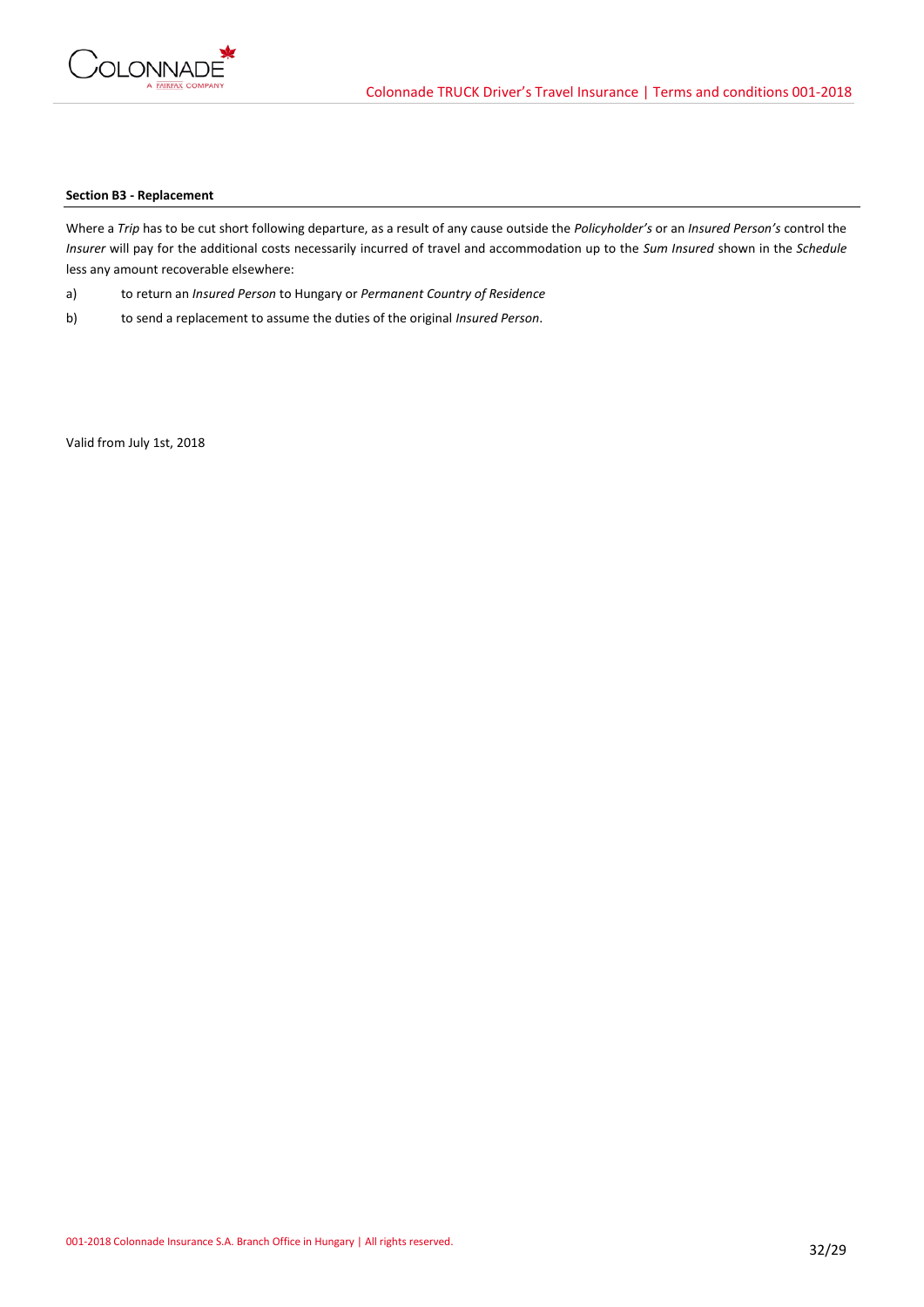**Section B3 - Replacement**

Where a *Trip* has to be cut short following departure, as a result of any cause outside the *Policyholder's* or an *Insured Person's* control the *Insurer* will pay for the additional costs necessarily incurred of travel and accommodation up to the *Sum Insured* shown in the *Schedule* less any amount recoverable elsewhere:

a) to return an *Insured Person* to Hungary or *Permanent Country of Residence*

b) to send a replacement to assume the duties of the original *Insured Person*.

Valid from July 1st, 2018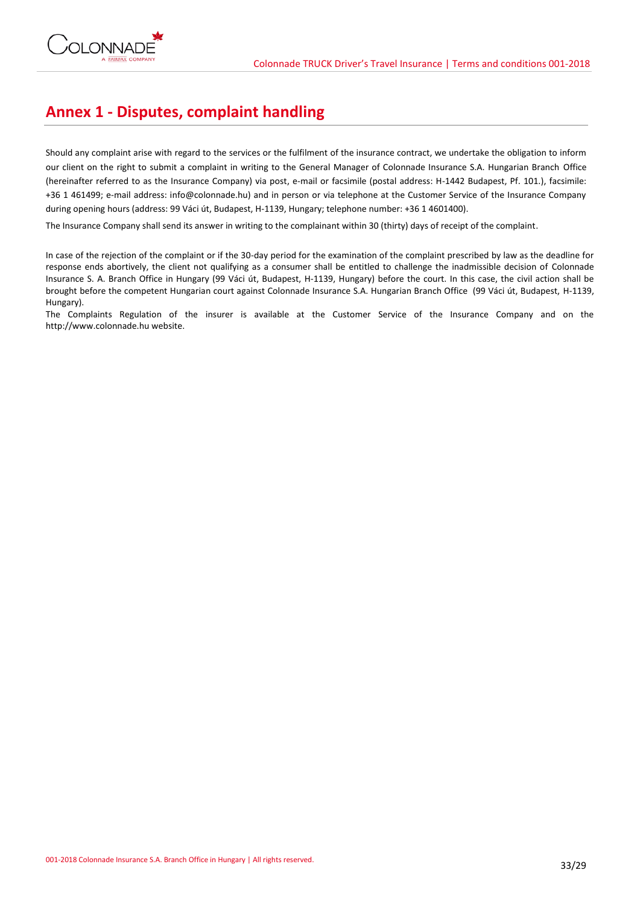# Annex 1 - Disputes, complaint handling

Should any complaint arise with regard to the services or the fulfilment of the insurance contract, we undertake the obligation to inform our client on the right to submit a complaint in writing to the General Manager of Colonnade Insurance S.A. Hungarian Branch Office (hereinafter referred to as the Insurance Company) via post, e-mail or facsimile (postal address: H-1442 Budapest, Pf. 101.), facsimile: +36 1 461499; e-mail address: info@colonnade.hu) and in person or via telephone at the Customer Service of the Insurance Company during opening hours (address: 99 Váci út, Budapest, H-1139, Hungary; telephone number: +36 1 4601400).

The Insurance Company shall send its answer in writing to the complainant within 30 (thirty) days of receipt of the complaint.

In case of the rejection of the complaint or if the 30-day period for the examination of the complaint prescribed by law as the deadline for response ends abortively, the client not qualifying as a consumer shall be entitled to challenge the inadmissible decision of Colonnade Insurance S. A. Branch Office in Hungary (99 Váci út, Budapest, H-1139, Hungary) before the court. In this case, the civil action shall be brought before the competent Hungarian court against Colonnade Insurance S.A. Hungarian Branch Office (99 Váci út, Budapest, H-1139, Hungary).

The Complaints Regulation of the insurer is available at the Customer Service of the Insurance Company and on the http://www.colonnade.hu website.